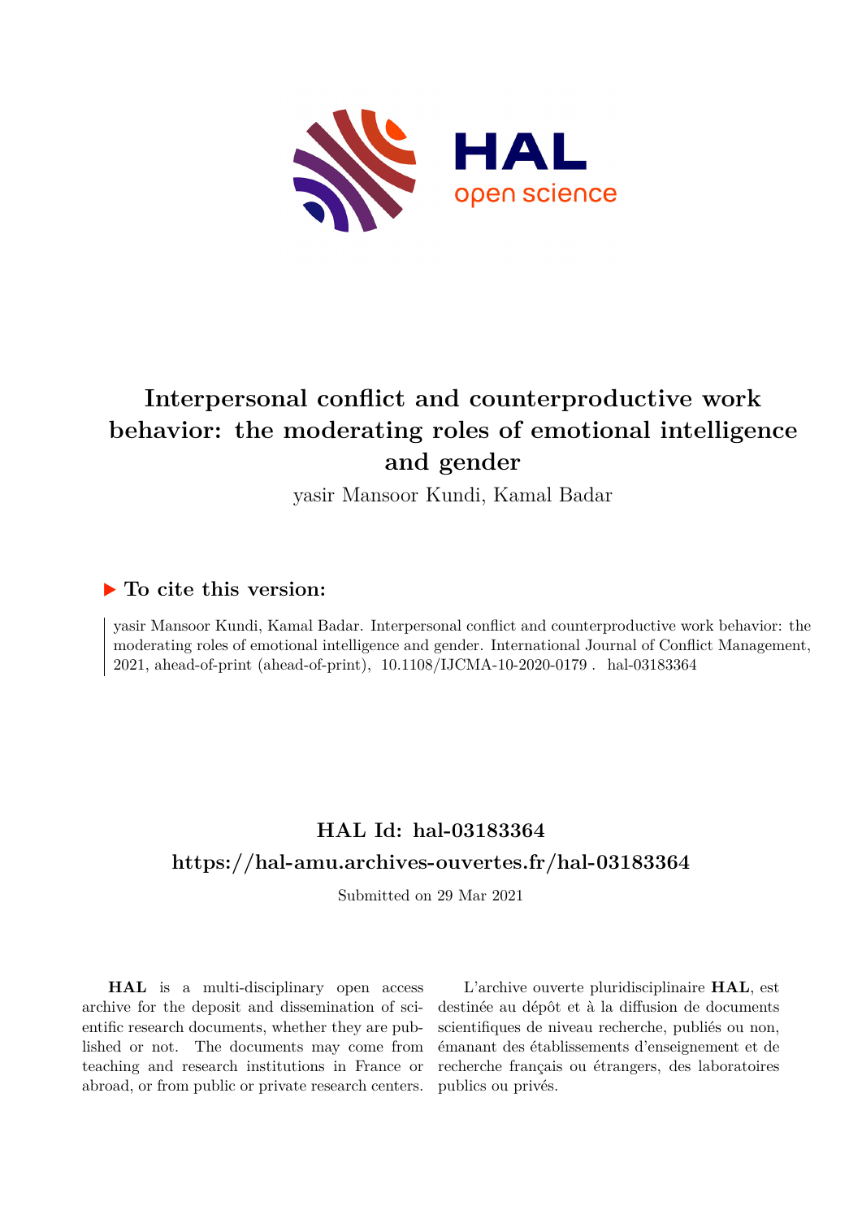# Interpersonal conflict and counterproductive work behavior: the moderating roles of emotional intelligence and gender

yasir Mansoor Kundi, Kamal Badar

## ▶ To cite this version:

yasir Mansoor Kundi, Kamal Badar. Interpersonal conflict and counterproductive work behavior: the moderating roles of emotional intelligence and gender. International Journal of Conflict Management, 2021, ahead-of-print (ahead-of-print), 10.1108/IJCMA-10-2020-0179 . hal-03183364

## HAL Id: hal-03183364

## https://hal-amu.archives-ouvertes.fr/hal-03183364

Submitted on 29 Mar 2021

**HAL** is a multi-disciplinary open access archive for the deposit and dissemination of scientific research documents, whether they are published or not. The documents may come from teaching and research institutions in France or abroad, or from public or private research centers.

L'archive ouverte pluridisciplinaire **HAL**, est destinée au dépôt et à la diffusion de documents scientifiques de niveau recherche, publiés ou non, émanant des établissements d'enseignement et de recherche français ou étrangers, des laboratoires publics ou privés.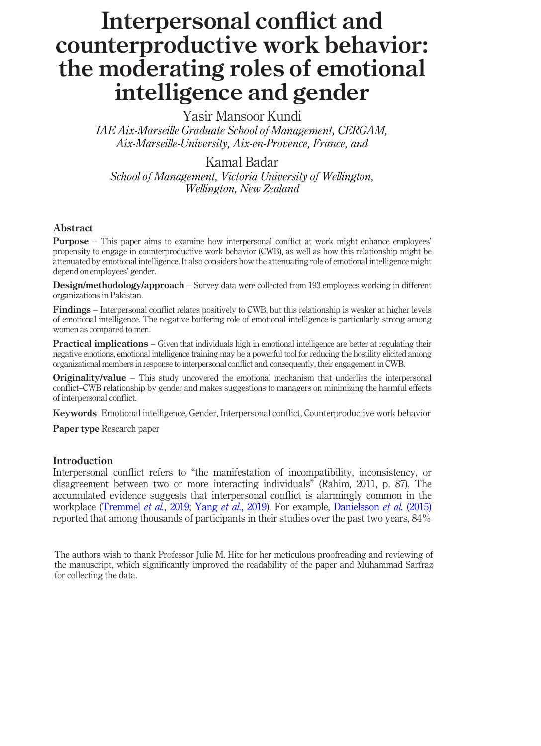# Interpersonal conflict and counterproductive work behavior: the moderating roles of emotional intelligence and gender

Yasir Mansoor Kundi

*IAE Aix-Marseille Graduate School of Management, CERGAM, Aix-Marseille-University, Aix-en-Provence, France, and*

Kamal Badar

*School of Management, Victoria University of Wellington, Wellington, New Zealand*

## Abstract

**Purpose** – This paper aims to examine how interpersonal conflict at work might enhance employees' propensity to engage in counterproductive work behavior (CWB), as well as how this relationship might be attenuated by emotional intelligence. It also considers how the attenuating role of emotional intelligence might depend on employees' gender.

**Design/methodology/approach** – Survey data were collected from 193 employees working in different organizations in Pakistan.

**Findings** – Interpersonal conflict relates positively to CWB, but this relationship is weaker at higher levels of emotional intelligence. The negative buffering role of emotional intelligence is particularly strong among women as compared to men.

**Practical implications** – Given that individuals high in emotional intelligence are better at regulating their negative emotions, emotional intelligence training may be a powerful tool for reducing the hostility elicited among organizational members in response to interpersonal conflict and, consequently, their engagement in CWB.

**Originality/value** – This study uncovered the emotional mechanism that underlies the interpersonal conflict–CWB relationship by gender and makes suggestions to managers on minimizing the harmful effects of interpersonal conflict.

**Keywords** Emotional intelligence, Gender, Interpersonal conflict, Counterproductive work behavior

**Paper type** Research paper

## Introduction

Interpersonal conflict refers to "the manifestation of incompatibility, inconsistency, or disagreement between two or more interacting individuals" (Rahim, 2011, p. 87). The accumulated evidence suggests that interpersonal conflict is alarmingly common in the workplace (Tremmel *et al.*, 2019; Yang *et al.*, 2019). For example, Danielsson *et al.* (2015) reported that among thousands of participants in their studies over the past two years, 84%

The authors wish to thank Professor Julie M. Hite for her meticulous proofreading and reviewing of the manuscript, which significantly improved the readability of the paper and Muhammad Sarfraz for collecting the data.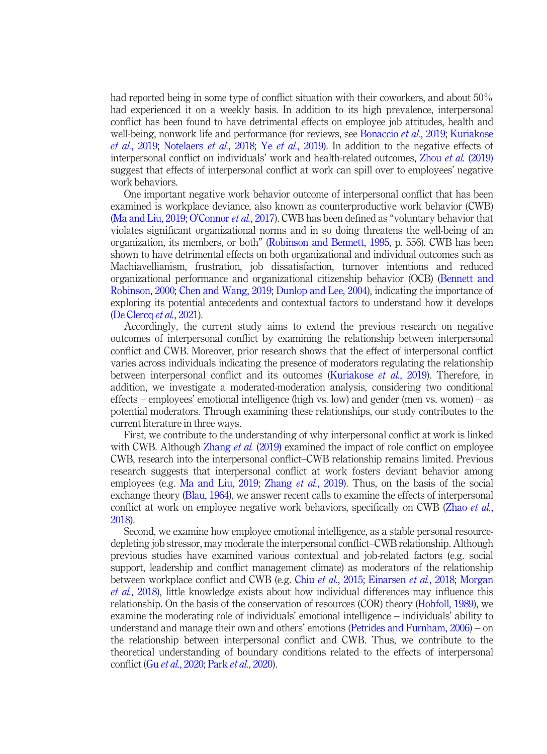had reported being in some type of conflict situation with their coworkers, and about 50% had experienced it on a weekly basis. In addition to its high prevalence, interpersonal conflict has been found to have detrimental effects on employee job attitudes, health and well-being, nonwork life and performance (for reviews, see Bonaccio *et al.*, 2019; Kuriakose *et al.*, 2019; Notelaers *et al.*, 2018; Ye *et al.*, 2019). In addition to the negative effects of interpersonal conflict on individuals' work and health-related outcomes, Zhou *et al.* (2019) suggest that effects of interpersonal conflict at work can spill over to employees' negative work behaviors.

One important negative work behavior outcome of interpersonal conflict that has been examined is workplace deviance, also known as counterproductive work behavior (CWB) (Ma and Liu, 2019; O'Connor *et al.*, 2017). CWB has been defined as "voluntary behavior that violates significant organizational norms and in so doing threatens the well-being of an organization, its members, or both" (Robinson and Bennett, 1995, p. 556). CWB has been shown to have detrimental effects on both organizational and individual outcomes such as Machiavellianism, frustration, job dissatisfaction, turnover intentions and reduced organizational performance and organizational citizenship behavior (OCB) (Bennett and Robinson, 2000; Chen and Wang, 2019; Dunlop and Lee, 2004), indicating the importance of exploring its potential antecedents and contextual factors to understand how it develops (De Clercq *et al.*, 2021).

Accordingly, the current study aims to extend the previous research on negative outcomes of interpersonal conflict by examining the relationship between interpersonal conflict and CWB. Moreover, prior research shows that the effect of interpersonal conflict varies across individuals indicating the presence of moderators regulating the relationship between interpersonal conflict and its outcomes (Kuriakose *et al.*, 2019). Therefore, in addition, we investigate a moderated-moderation analysis, considering two conditional effects – employees' emotional intelligence (high vs. low) and gender (men vs. women) – as potential moderators. Through examining these relationships, our study contributes to the current literature in three ways.

First, we contribute to the understanding of why interpersonal conflict at work is linked with CWB. Although Zhang *et al.* (2019) examined the impact of role conflict on employee CWB, research into the interpersonal conflict–CWB relationship remains limited. Previous research suggests that interpersonal conflict at work fosters deviant behavior among employees (e.g. Ma and Liu, 2019; Zhang *et al.*, 2019). Thus, on the basis of the social exchange theory (Blau, 1964), we answer recent calls to examine the effects of interpersonal conflict at work on employee negative work behaviors, specifically on CWB (Zhao *et al.*, 2018).

Second, we examine how employee emotional intelligence, as a stable personal resource-depleting job stressor, may moderate the interpersonal conflict–CWB relationship. Although previous studies have examined various contextual and job-related factors (e.g. social support, leadership and conflict management climate) as moderators of the relationship between workplace conflict and CWB (e.g. Chiu *et al.*, 2015; Einarsen *et al.*, 2018; Morgan *et al.*, 2018), little knowledge exists about how individual differences may influence this relationship. On the basis of the conservation of resources (COR) theory (Hobfoll, 1989), we examine the moderating role of individuals' emotional intelligence – individuals' ability to understand and manage their own and others' emotions (Petrides and Furnham, 2006) – on the relationship between interpersonal conflict and CWB. Thus, we contribute to the theoretical understanding of boundary conditions related to the effects of interpersonal conflict (Gu *et al.*, 2020; Park *et al.*, 2020).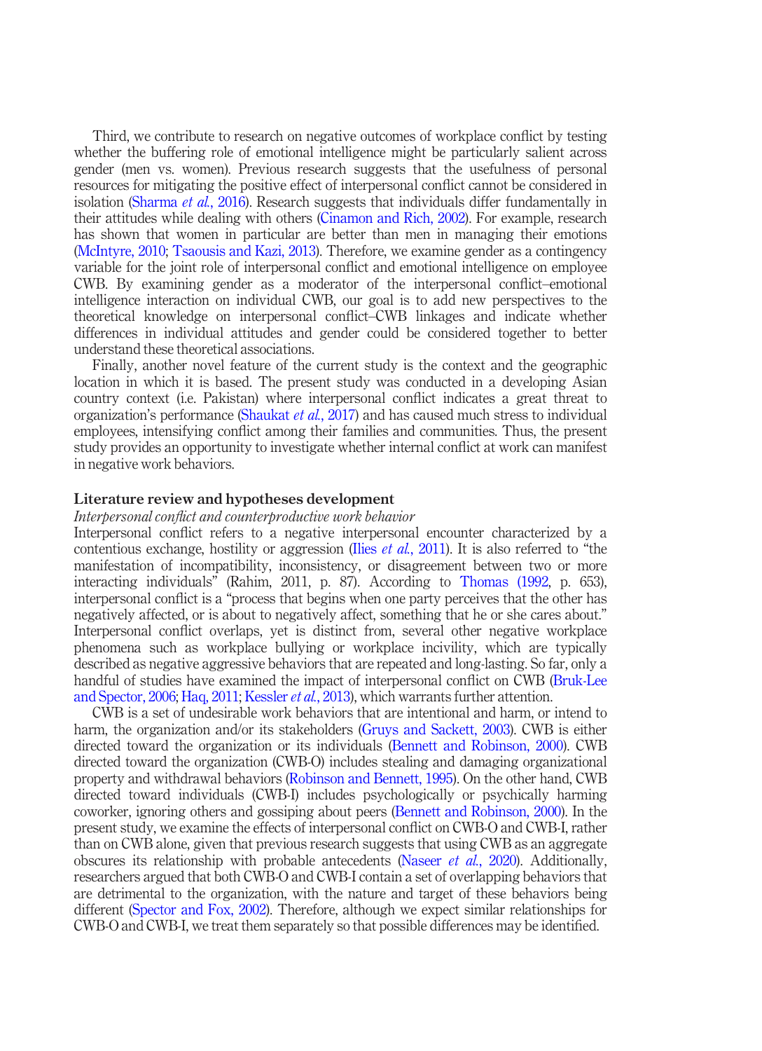Third, we contribute to research on negative outcomes of workplace conflict by testing whether the buffering role of emotional intelligence might be particularly salient across gender (men vs. women). Previous research suggests that the usefulness of personal resources for mitigating the positive effect of interpersonal conflict cannot be considered in isolation (Sharma *et al.*, 2016). Research suggests that individuals differ fundamentally in their attitudes while dealing with others (Cinamon and Rich, 2002). For example, research has shown that women in particular are better than men in managing their emotions (McIntyre, 2010; Tsaousis and Kazi, 2013). Therefore, we examine gender as a contingency variable for the joint role of interpersonal conflict and emotional intelligence on employee CWB. By examining gender as a moderator of the interpersonal conflict–emotional intelligence interaction on individual CWB, our goal is to add new perspectives to the theoretical knowledge on interpersonal conflict–CWB linkages and indicate whether differences in individual attitudes and gender could be considered together to better understand these theoretical associations.

Finally, another novel feature of the current study is the context and the geographic location in which it is based. The present study was conducted in a developing Asian country context (i.e. Pakistan) where interpersonal conflict indicates a great threat to organization's performance (Shaukat *et al.*, 2017) and has caused much stress to individual employees, intensifying conflict among their families and communities. Thus, the present study provides an opportunity to investigate whether internal conflict at work can manifest in negative work behaviors.

## Literature review and hypotheses development

### *Interpersonal conflict and counterproductive work behavior*

Interpersonal conflict refers to a negative interpersonal encounter characterized by a contentious exchange, hostility or aggression (Ilies *et al.*, 2011). It is also referred to "the manifestation of incompatibility, inconsistency, or disagreement between two or more interacting individuals" (Rahim, 2011, p. 87). According to Thomas (1992, p. 653), interpersonal conflict is a "process that begins when one party perceives that the other has negatively affected, or is about to negatively affect, something that he or she cares about." Interpersonal conflict overlaps, yet is distinct from, several other negative workplace phenomena such as workplace bullying or workplace incivility, which are typically described as negative aggressive behaviors that are repeated and long-lasting. So far, only a handful of studies have examined the impact of interpersonal conflict on CWB (Bruk-Lee and Spector, 2006; Haq, 2011; Kessler *et al.*, 2013), which warrants further attention.

CWB is a set of undesirable work behaviors that are intentional and harm, or intend to harm, the organization and/or its stakeholders (Gruys and Sackett, 2003). CWB is either directed toward the organization or its individuals (Bennett and Robinson, 2000). CWB directed toward the organization (CWB-O) includes stealing and damaging organizational property and withdrawal behaviors (Robinson and Bennett, 1995). On the other hand, CWB directed toward individuals (CWB-I) includes psychologically or psychically harming coworker, ignoring others and gossiping about peers (Bennett and Robinson, 2000). In the present study, we examine the effects of interpersonal conflict on CWB-O and CWB-I, rather than on CWB alone, given that previous research suggests that using CWB as an aggregate obscures its relationship with probable antecedents (Naseer *et al.*, 2020). Additionally, researchers argued that both CWB-O and CWB-I contain a set of overlapping behaviors that are detrimental to the organization, with the nature and target of these behaviors being different (Spector and Fox, 2002). Therefore, although we expect similar relationships for CWB-O and CWB-I, we treat them separately so that possible differences may be identified.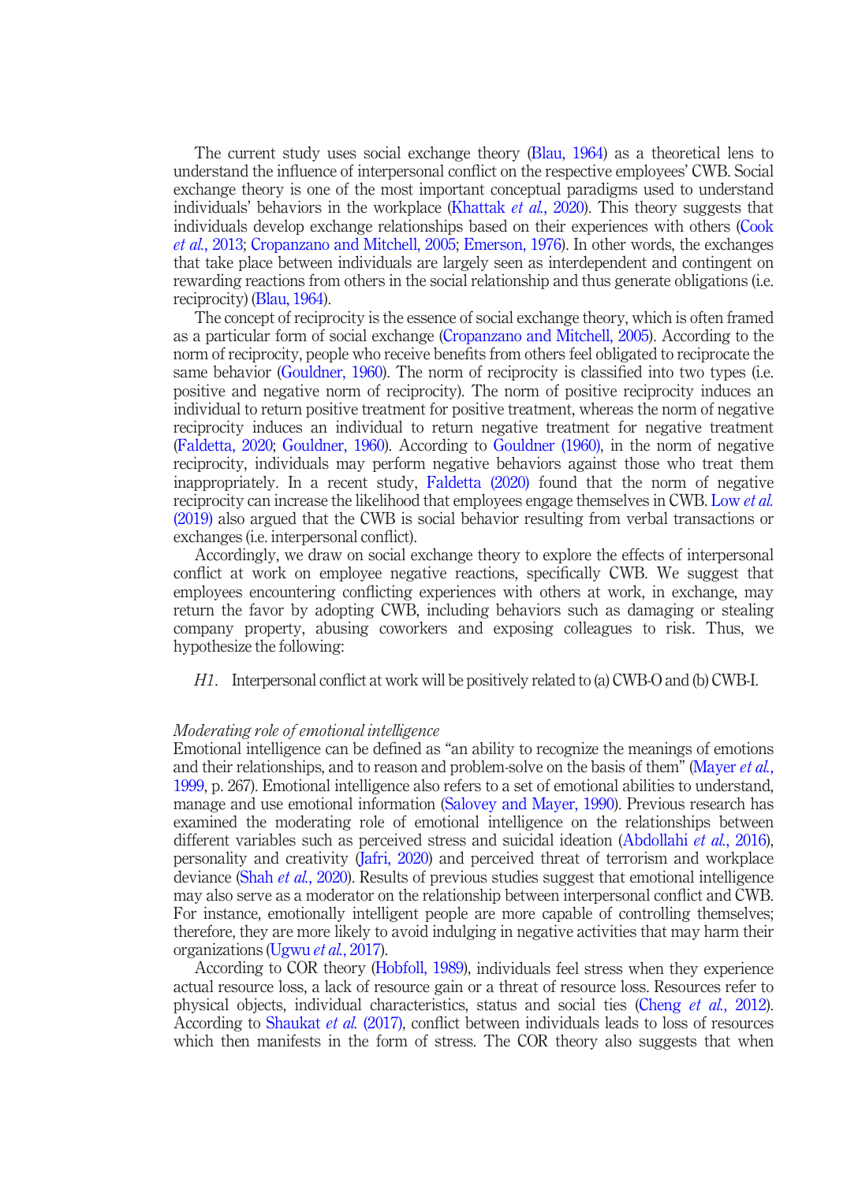The current study uses social exchange theory (Blau, 1964) as a theoretical lens to understand the influence of interpersonal conflict on the respective employees' CWB. Social exchange theory is one of the most important conceptual paradigms used to understand individuals' behaviors in the workplace (Khattak *et al.*, 2020). This theory suggests that individuals develop exchange relationships based on their experiences with others (Cook *et al.*, 2013; Cropanzano and Mitchell, 2005; Emerson, 1976). In other words, the exchanges that take place between individuals are largely seen as interdependent and contingent on rewarding reactions from others in the social relationship and thus generate obligations (i.e. reciprocity) (Blau, 1964).

The concept of reciprocity is the essence of social exchange theory, which is often framed as a particular form of social exchange (Cropanzano and Mitchell, 2005). According to the norm of reciprocity, people who receive benefits from others feel obligated to reciprocate the same behavior (Gouldner, 1960). The norm of reciprocity is classified into two types (i.e. positive and negative norm of reciprocity). The norm of positive reciprocity induces an individual to return positive treatment for positive treatment, whereas the norm of negative reciprocity induces an individual to return negative treatment for negative treatment (Faldetta, 2020; Gouldner, 1960). According to Gouldner (1960), in the norm of negative reciprocity, individuals may perform negative behaviors against those who treat them inappropriately. In a recent study, Faldetta (2020) found that the norm of negative reciprocity can increase the likelihood that employees engage themselves in CWB. Low *et al.* (2019) also argued that the CWB is social behavior resulting from verbal transactions or exchanges (i.e. interpersonal conflict).

Accordingly, we draw on social exchange theory to explore the effects of interpersonal conflict at work on employee negative reactions, specifically CWB. We suggest that employees encountering conflicting experiences with others at work, in exchange, may return the favor by adopting CWB, including behaviors such as damaging or stealing company property, abusing coworkers and exposing colleagues to risk. Thus, we hypothesize the following:

*H1*. Interpersonal conflict at work will be positively related to (a) CWB-O and (b) CWB-I.

### *Moderating role of emotional intelligence*

Emotional intelligence can be defined as "an ability to recognize the meanings of emotions and their relationships, and to reason and problem-solve on the basis of them" (Mayer *et al.*, 1999, p. 267). Emotional intelligence also refers to a set of emotional abilities to understand, manage and use emotional information (Salovey and Mayer, 1990). Previous research has examined the moderating role of emotional intelligence on the relationships between different variables such as perceived stress and suicidal ideation (Abdollahi *et al.*, 2016), personality and creativity (Jafri, 2020) and perceived threat of terrorism and workplace deviance (Shah *et al.*, 2020). Results of previous studies suggest that emotional intelligence may also serve as a moderator on the relationship between interpersonal conflict and CWB. For instance, emotionally intelligent people are more capable of controlling themselves; therefore, they are more likely to avoid indulging in negative activities that may harm their organizations (Ugwu *et al.*, 2017).

According to COR theory (Hobfoll, 1989), individuals feel stress when they experience actual resource loss, a lack of resource gain or a threat of resource loss. Resources refer to physical objects, individual characteristics, status and social ties (Cheng *et al.*, 2012). According to Shaukat *et al.* (2017), conflict between individuals leads to loss of resources which then manifests in the form of stress. The COR theory also suggests that when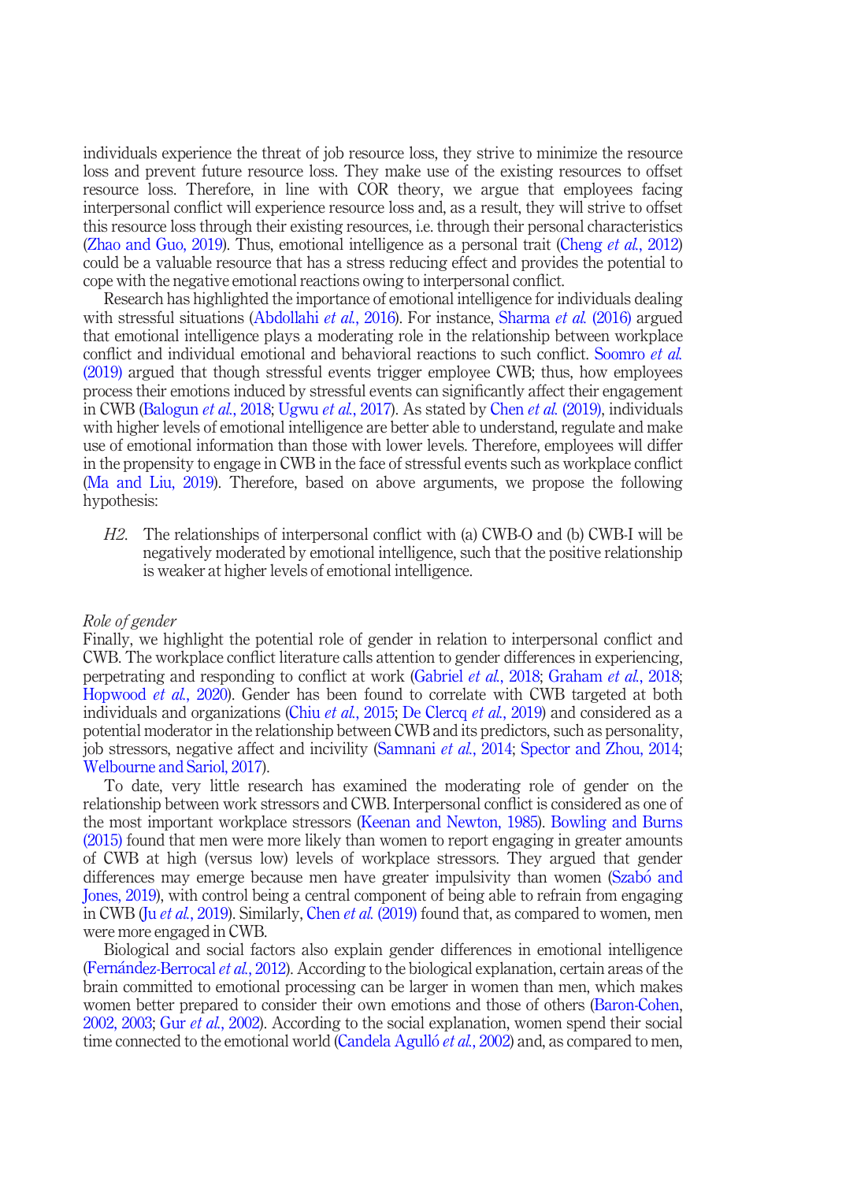individuals experience the threat of job resource loss, they strive to minimize the resource loss and prevent future resource loss. They make use of the existing resources to offset resource loss. Therefore, in line with COR theory, we argue that employees facing interpersonal conflict will experience resource loss and, as a result, they will strive to offset this resource loss through their existing resources, i.e. through their personal characteristics (Zhao and Guo, 2019). Thus, emotional intelligence as a personal trait (Cheng *et al.*, 2012) could be a valuable resource that has a stress reducing effect and provides the potential to cope with the negative emotional reactions owing to interpersonal conflict.

Research has highlighted the importance of emotional intelligence for individuals dealing with stressful situations (Abdollahi *et al.*, 2016). For instance, Sharma *et al.* (2016) argued that emotional intelligence plays a moderating role in the relationship between workplace conflict and individual emotional and behavioral reactions to such conflict. Soomro *et al.* (2019) argued that though stressful events trigger employee CWB; thus, how employees process their emotions induced by stressful events can significantly affect their engagement in CWB (Balogun *et al.*, 2018; Ugwu *et al.*, 2017). As stated by Chen *et al.* (2019), individuals with higher levels of emotional intelligence are better able to understand, regulate and make use of emotional information than those with lower levels. Therefore, employees will differ in the propensity to engage in CWB in the face of stressful events such as workplace conflict (Ma and Liu, 2019). Therefore, based on above arguments, we propose the following hypothesis:

*H2*. The relationships of interpersonal conflict with (a) CWB-O and (b) CWB-I will be negatively moderated by emotional intelligence, such that the positive relationship is weaker at higher levels of emotional intelligence.

*Role of gender*

Finally, we highlight the potential role of gender in relation to interpersonal conflict and CWB. The workplace conflict literature calls attention to gender differences in experiencing, perpetrating and responding to conflict at work (Gabriel *et al.*, 2018; Graham *et al.*, 2018; Hopwood *et al.*, 2020). Gender has been found to correlate with CWB targeted at both individuals and organizations (Chiu *et al.*, 2015; De Clercq *et al.*, 2019) and considered as a potential moderator in the relationship between CWB and its predictors, such as personality, job stressors, negative affect and incivility (Samnani *et al.*, 2014; Spector and Zhou, 2014; Welbourne and Sariol, 2017).

To date, very little research has examined the moderating role of gender on the relationship between work stressors and CWB. Interpersonal conflict is considered as one of the most important workplace stressors (Keenan and Newton, 1985). Bowling and Burns (2015) found that men were more likely than women to report engaging in greater amounts of CWB at high (versus low) levels of workplace stressors. They argued that gender differences may emerge because men have greater impulsivity than women (Szabó and Jones, 2019), with control being a central component of being able to refrain from engaging in CWB (Ju *et al.*, 2019). Similarly, Chen *et al.* (2019) found that, as compared to women, men were more engaged in CWB.

Biological and social factors also explain gender differences in emotional intelligence (Fernández-Berrocal *et al.*, 2012). According to the biological explanation, certain areas of the brain committed to emotional processing can be larger in women than men, which makes women better prepared to consider their own emotions and those of others (Baron-Cohen, 2002, 2003; Gur *et al.*, 2002). According to the social explanation, women spend their social time connected to the emotional world (Candela Agulló *et al.*, 2002) and, as compared to men,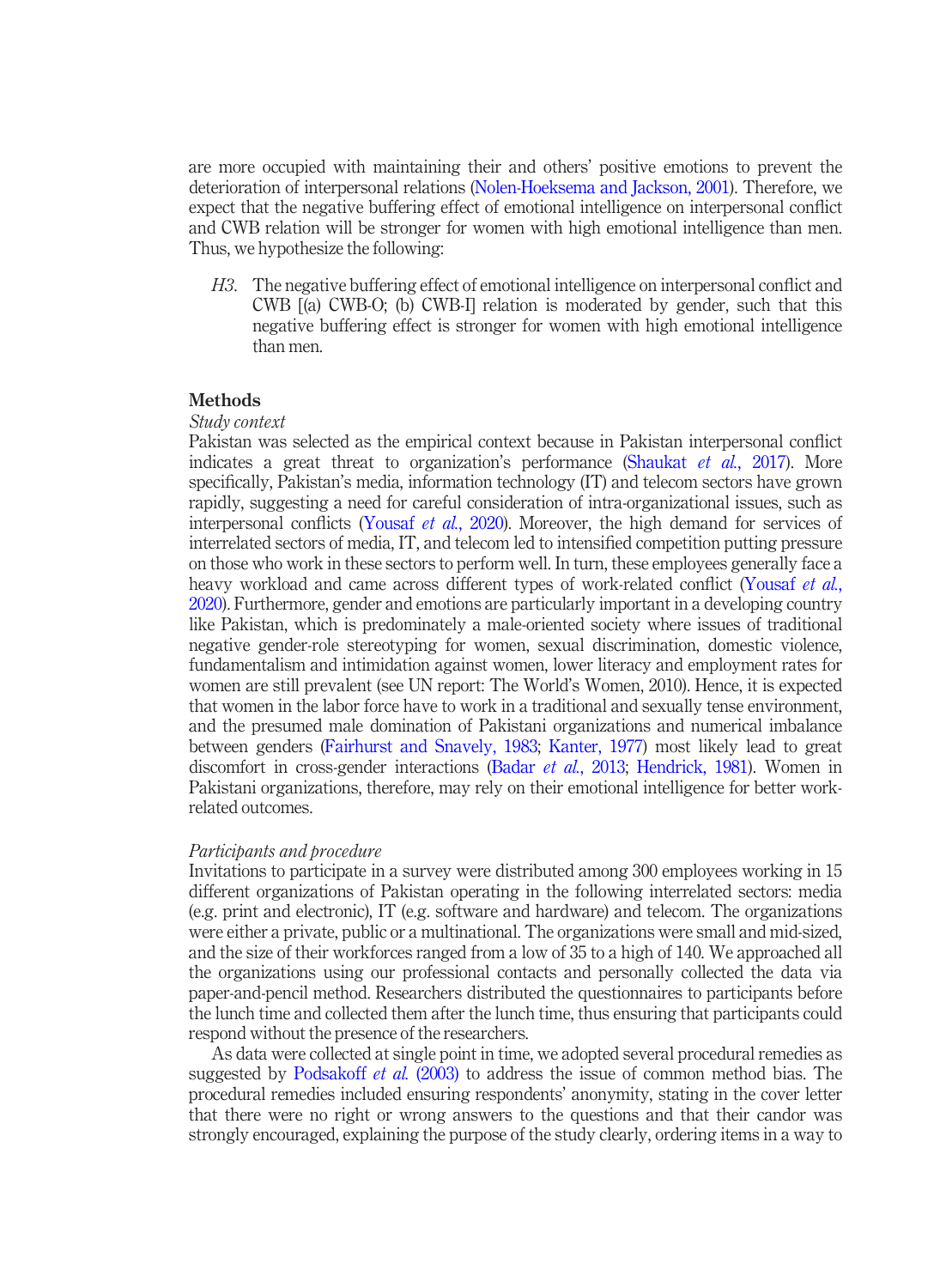are more occupied with maintaining their and others' positive emotions to prevent the deterioration of interpersonal relations (Nolen-Hoeksema and Jackson, 2001). Therefore, we expect that the negative buffering effect of emotional intelligence on interpersonal conflict and CWB relation will be stronger for women with high emotional intelligence than men. Thus, we hypothesize the following:

> *H3.* The negative buffering effect of emotional intelligence on interpersonal conflict and CWB [(a) CWB-O; (b) CWB-I] relation is moderated by gender, such that this negative buffering effect is stronger for women with high emotional intelligence than men.

## Methods

### *Study context*

Pakistan was selected as the empirical context because in Pakistan interpersonal conflict indicates a great threat to organization's performance (Shaukat *et al.*, 2017). More specifically, Pakistan's media, information technology (IT) and telecom sectors have grown rapidly, suggesting a need for careful consideration of intra-organizational issues, such as interpersonal conflicts (Yousaf *et al.*, 2020). Moreover, the high demand for services of interrelated sectors of media, IT, and telecom led to intensified competition putting pressure on those who work in these sectors to perform well. In turn, these employees generally face a heavy workload and came across different types of work-related conflict (Yousaf *et al.*, 2020). Furthermore, gender and emotions are particularly important in a developing country like Pakistan, which is predominately a male-oriented society where issues of traditional negative gender-role stereotyping for women, sexual discrimination, domestic violence, fundamentalism and intimidation against women, lower literacy and employment rates for women are still prevalent (see UN report: The World's Women, 2010). Hence, it is expected that women in the labor force have to work in a traditional and sexually tense environment, and the presumed male domination of Pakistani organizations and numerical imbalance between genders (Fairhurst and Snavely, 1983; Kanter, 1977) most likely lead to great discomfort in cross-gender interactions (Badar *et al.*, 2013; Hendrick, 1981). Women in Pakistani organizations, therefore, may rely on their emotional intelligence for better work-related outcomes.

### *Participants and procedure*

Invitations to participate in a survey were distributed among 300 employees working in 15 different organizations of Pakistan operating in the following interrelated sectors: media (e.g. print and electronic), IT (e.g. software and hardware) and telecom. The organizations were either a private, public or a multinational. The organizations were small and mid-sized, and the size of their workforces ranged from a low of 35 to a high of 140. We approached all the organizations using our professional contacts and personally collected the data via paper-and-pencil method. Researchers distributed the questionnaires to participants before the lunch time and collected them after the lunch time, thus ensuring that participants could respond without the presence of the researchers.

As data were collected at single point in time, we adopted several procedural remedies as suggested by Podsakoff *et al.* (2003) to address the issue of common method bias. The procedural remedies included ensuring respondents' anonymity, stating in the cover letter that there were no right or wrong answers to the questions and that their candor was strongly encouraged, explaining the purpose of the study clearly, ordering items in a way to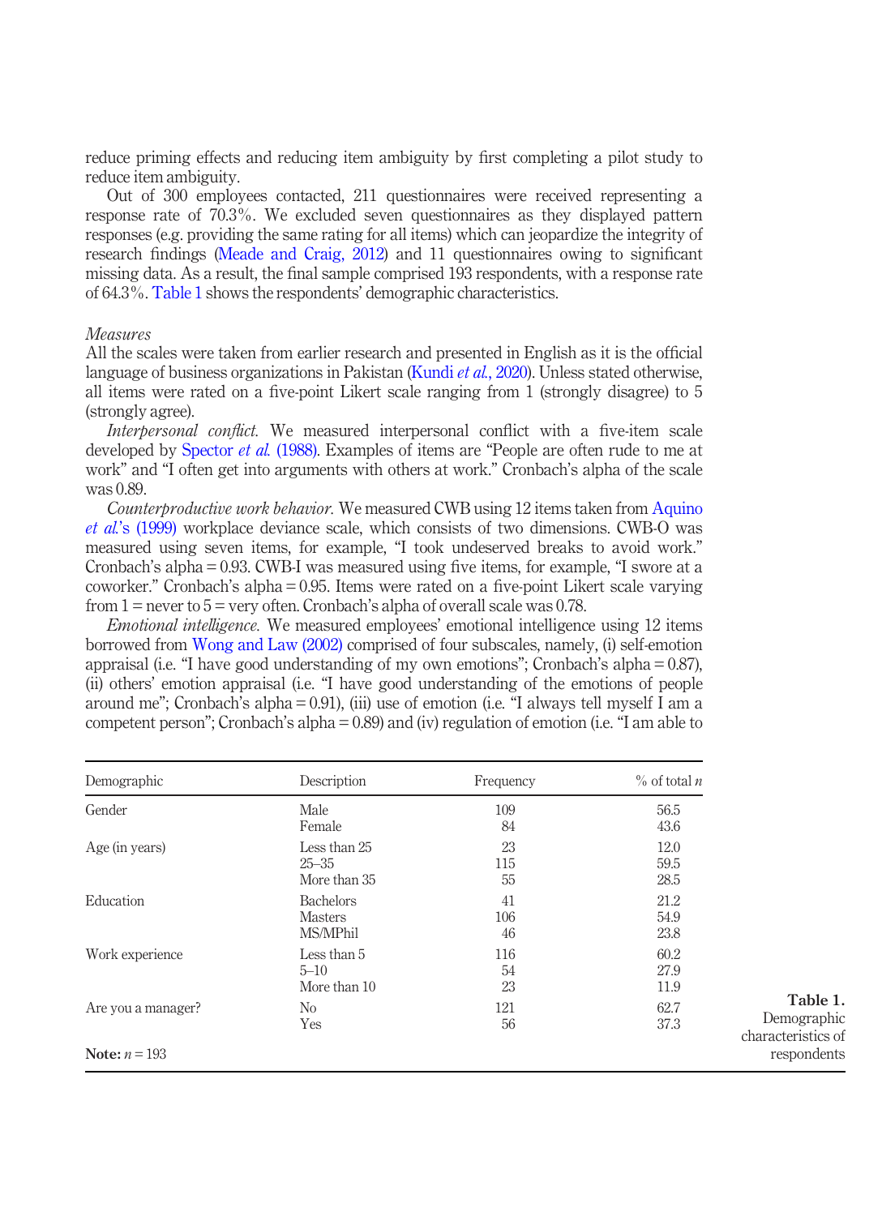reduce priming effects and reducing item ambiguity by first completing a pilot study to reduce item ambiguity.

Out of 300 employees contacted, 211 questionnaires were received representing a response rate of 70.3%. We excluded seven questionnaires as they displayed pattern responses (e.g. providing the same rating for all items) which can jeopardize the integrity of research findings (Meade and Craig, 2012) and 11 questionnaires owing to significant missing data. As a result, the final sample comprised 193 respondents, with a response rate of 64.3%. Table 1 shows the respondents' demographic characteristics.

*Measures*

All the scales were taken from earlier research and presented in English as it is the official language of business organizations in Pakistan (Kundi *et al.*, 2020). Unless stated otherwise, all items were rated on a five-point Likert scale ranging from 1 (strongly disagree) to 5 (strongly agree).

*Interpersonal conflict.* We measured interpersonal conflict with a five-item scale developed by Spector *et al.* (1988). Examples of items are "People are often rude to me at work" and "I often get into arguments with others at work." Cronbach's alpha of the scale was 0.89.

*Counterproductive work behavior.* We measured CWB using 12 items taken from Aquino *et al.*'s (1999) workplace deviance scale, which consists of two dimensions. CWB-O was measured using seven items, for example, "I took undeserved breaks to avoid work." Cronbach's alpha = 0.93. CWB-I was measured using five items, for example, "I swore at a coworker." Cronbach's alpha = 0.95. Items were rated on a five-point Likert scale varying from 1 = never to 5 = very often. Cronbach's alpha of overall scale was 0.78.

*Emotional intelligence.* We measured employees' emotional intelligence using 12 items borrowed from Wong and Law (2002) comprised of four subscales, namely, (i) self-emotion appraisal (i.e. "I have good understanding of my own emotions"; Cronbach's alpha = 0.87), (ii) others' emotion appraisal (i.e. "I have good understanding of the emotions of people around me"; Cronbach's alpha = 0.91), (iii) use of emotion (i.e. "I always tell myself I am a competent person"; Cronbach's alpha = 0.89) and (iv) regulation of emotion (i.e. "I am able to

**Table 1.** Demographic characteristics of respondents

| Demographic | Description | Frequency | % of total *n* |
|---|---|---|---|
| Gender | Male | 109 | 56.5 |
| | Female | 84 | 43.6 |
| Age (in years) | Less than 25 | 23 | 12.0 |
| | 25–35 | 115 | 59.5 |
| | More than 35 | 55 | 28.5 |
| Education | Bachelors | 41 | 21.2 |
| | Masters | 106 | 54.9 |
| | MS/MPhil | 46 | 23.8 |
| Work experience | Less than 5 | 116 | 60.2 |
| | 5–10 | 54 | 27.9 |
| | More than 10 | 23 | 11.9 |
| Are you a manager? | No | 121 | 62.7 |
| | Yes | 56 | 37.3 |

**Note:** $n = 193$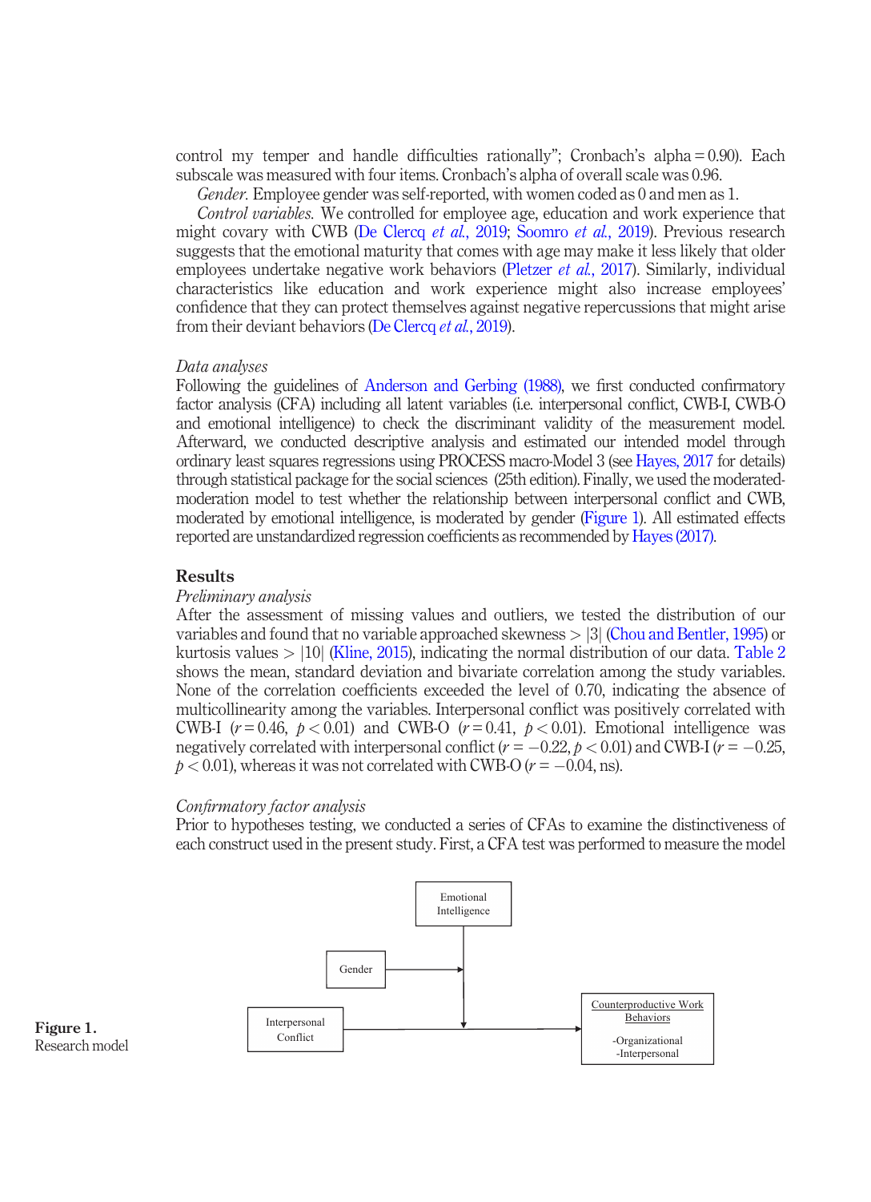control my temper and handle difficulties rationally"; Cronbach's alpha = 0.90). Each subscale was measured with four items. Cronbach's alpha of overall scale was 0.96.

*Gender.* Employee gender was self-reported, with women coded as 0 and men as 1.

*Control variables.* We controlled for employee age, education and work experience that might covary with CWB (De Clercq *et al.*, 2019; Soomro *et al.*, 2019). Previous research suggests that the emotional maturity that comes with age may make it less likely that older employees undertake negative work behaviors (Pletzer *et al.*, 2017). Similarly, individual characteristics like education and work experience might also increase employees' confidence that they can protect themselves against negative repercussions that might arise from their deviant behaviors (De Clercq *et al.*, 2019).

### *Data analyses*

Following the guidelines of Anderson and Gerbing (1988), we first conducted confirmatory factor analysis (CFA) including all latent variables (i.e. interpersonal conflict, CWB-I, CWB-O and emotional intelligence) to check the discriminant validity of the measurement model. Afterward, we conducted descriptive analysis and estimated our intended model through ordinary least squares regressions using PROCESS macro-Model 3 (see Hayes, 2017 for details) through statistical package for the social sciences (25th edition). Finally, we used the moderated-moderation model to test whether the relationship between interpersonal conflict and CWB, moderated by emotional intelligence, is moderated by gender (Figure 1). All estimated effects reported are unstandardized regression coefficients as recommended by Hayes (2017).

## Results

### *Preliminary analysis*

After the assessment of missing values and outliers, we tested the distribution of our variables and found that no variable approached skewness $> |3|$ (Chou and Bentler, 1995) or kurtosis values $> |10|$ (Kline, 2015), indicating the normal distribution of our data. Table 2 shows the mean, standard deviation and bivariate correlation among the study variables. None of the correlation coefficients exceeded the level of 0.70, indicating the absence of multicollinearity among the variables. Interpersonal conflict was positively correlated with CWB-I ($r = 0.46$, $p < 0.01$) and CWB-O ($r = 0.41$, $p < 0.01$). Emotional intelligence was negatively correlated with interpersonal conflict ($r = -0.22$, $p < 0.01$) and CWB-I ($r = -0.25$, $p < 0.01$), whereas it was not correlated with CWB-O ($r = -0.04$, ns).

### *Confirmatory factor analysis*

Prior to hypotheses testing, we conducted a series of CFAs to examine the distinctiveness of each construct used in the present study. First, a CFA test was performed to measure the model

Emotional Intelligence

Gender

Interpersonal Conflict

Counterproductive Work Behaviors
-Organizational
-Interpersonal

**Figure 1.**
Research model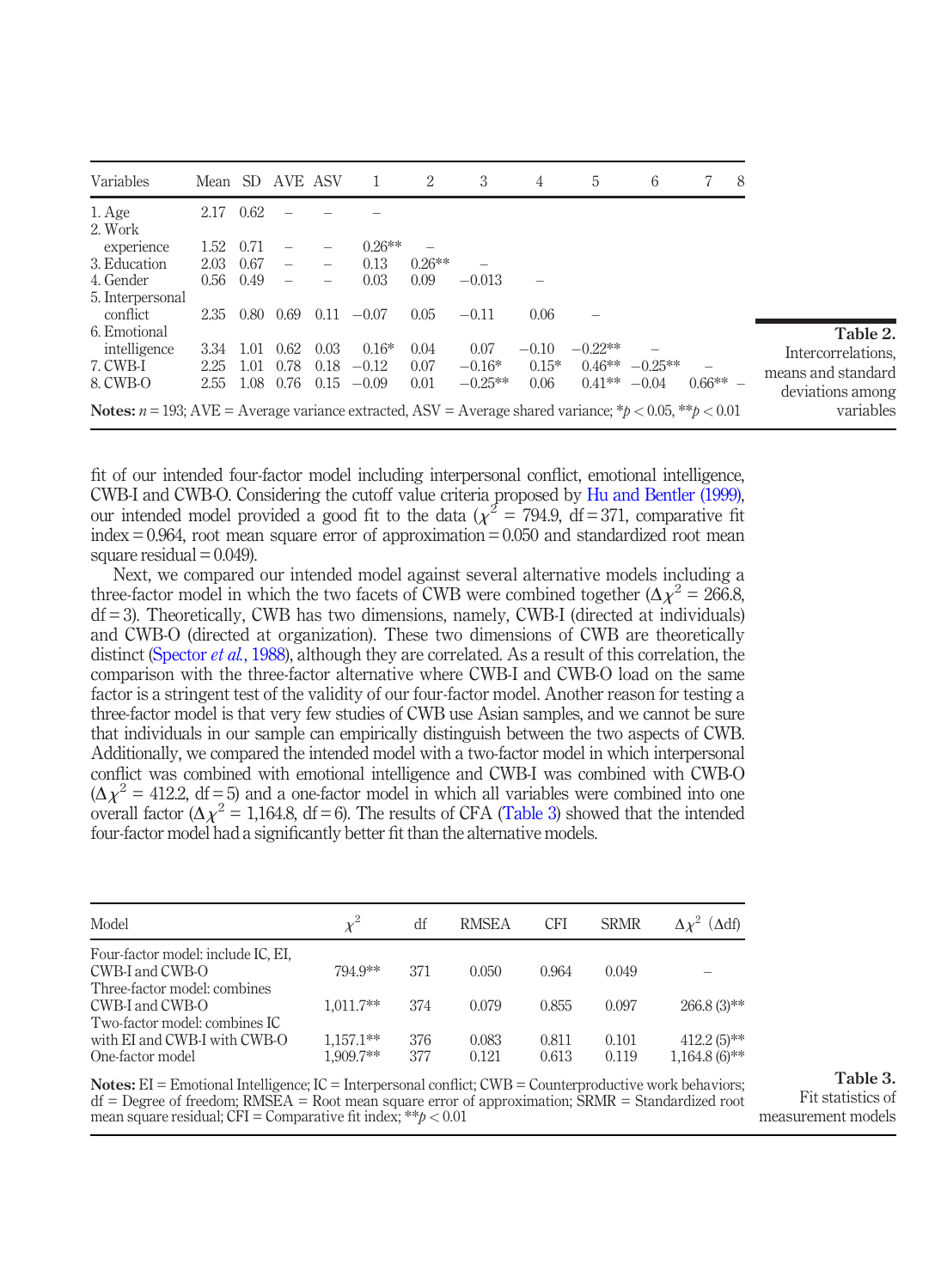**Table 2.** Intercorrelations, means and standard deviations among variables

| Variables | Mean | SD | AVE | ASV | 1 | 2 | 3 | 4 | 5 | 6 | 7 | 8 |
|---|---|---|---|---|---|---|---|---|---|---|---|---|
| 1. Age | 2.17 | 0.62 | – | – | – | | | | | | | |
| 2. Work experience | 1.52 | 0.71 | – | – | 0.26** | – | | | | | | |
| 3. Education | 2.03 | 0.67 | – | – | 0.13 | 0.26** | – | | | | | |
| 4. Gender | 0.56 | 0.49 | – | – | 0.03 | 0.09 | −0.013 | – | | | | |
| 5. Interpersonal conflict | 2.35 | 0.80 | 0.69 | 0.11 | −0.07 | 0.05 | −0.11 | 0.06 | – | | | |
| 6. Emotional intelligence | 3.34 | 1.01 | 0.62 | 0.03 | 0.16* | 0.04 | 0.07 | −0.10 | −0.22** | – | | |
| 7. CWB-I | 2.25 | 1.01 | 0.78 | 0.18 | −0.12 | 0.07 | −0.16* | 0.15* | 0.46** | −0.25** | – | |
| 8. CWB-O | 2.55 | 1.08 | 0.76 | 0.15 | −0.09 | 0.01 | −0.25** | 0.06 | 0.41** | −0.04 | 0.66** | – |

**Notes:** $n = 193$; AVE = Average variance extracted, ASV = Average shared variance; $*p < 0.05$, $**p < 0.01$

fit of our intended four-factor model including interpersonal conflict, emotional intelligence, CWB-I and CWB-O. Considering the cutoff value criteria proposed by Hu and Bentler (1999), our intended model provided a good fit to the data ($\chi^2$ = 794.9, df = 371, comparative fit index = 0.964, root mean square error of approximation = 0.050 and standardized root mean square residual = 0.049).

Next, we compared our intended model against several alternative models including a three-factor model in which the two facets of CWB were combined together ($\Delta\chi^2$ = 266.8, df = 3). Theoretically, CWB has two dimensions, namely, CWB-I (directed at individuals) and CWB-O (directed at organization). These two dimensions of CWB are theoretically distinct (Spector *et al.*, 1988), although they are correlated. As a result of this correlation, the comparison with the three-factor alternative where CWB-I and CWB-O load on the same factor is a stringent test of the validity of our four-factor model. Another reason for testing a three-factor model is that very few studies of CWB use Asian samples, and we cannot be sure that individuals in our sample can empirically distinguish between the two aspects of CWB. Additionally, we compared the intended model with a two-factor model in which interpersonal conflict was combined with emotional intelligence and CWB-I was combined with CWB-O ($\Delta\chi^2$ = 412.2, df = 5) and a one-factor model in which all variables were combined into one overall factor ($\Delta\chi^2$ = 1,164.8, df = 6). The results of CFA (Table 3) showed that the intended four-factor model had a significantly better fit than the alternative models.

**Table 3.** Fit statistics of measurement models

| Model | $\chi^2$ | df | RMSEA | CFI | SRMR | $\Delta\chi^2$ ($\Delta$df) |
|---|---|---|---|---|---|---|
| Four-factor model: include IC, EI, CWB-I and CWB-O | 794.9** | 371 | 0.050 | 0.964 | 0.049 | – |
| Three-factor model: combines CWB-I and CWB-O | 1,011.7** | 374 | 0.079 | 0.855 | 0.097 | 266.8 (3)** |
| Two-factor model: combines IC with EI and CWB-I with CWB-O | 1,157.1** | 376 | 0.083 | 0.811 | 0.101 | 412.2 (5)** |
| One-factor model | 1,909.7** | 377 | 0.121 | 0.613 | 0.119 | 1,164.8 (6)** |

**Notes:** EI = Emotional Intelligence; IC = Interpersonal conflict; CWB = Counterproductive work behaviors; df = Degree of freedom; RMSEA = Root mean square error of approximation; SRMR = Standardized root mean square residual; CFI = Comparative fit index; $**p < 0.01$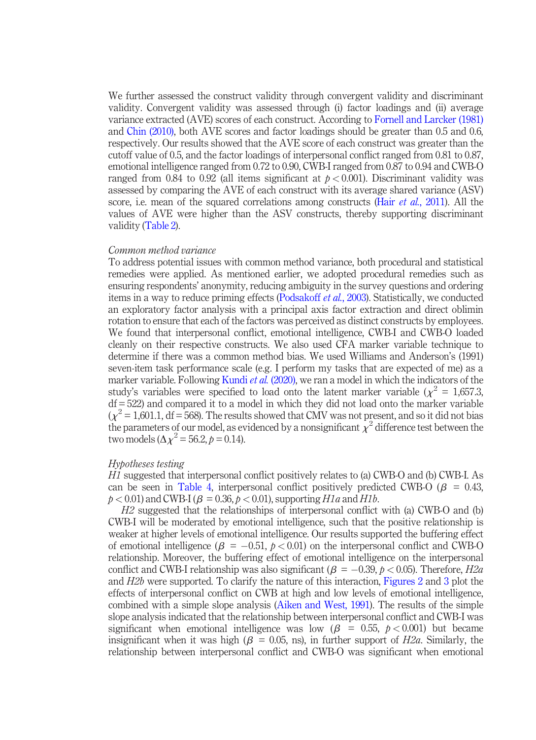We further assessed the construct validity through convergent validity and discriminant validity. Convergent validity was assessed through (i) factor loadings and (ii) average variance extracted (AVE) scores of each construct. According to Fornell and Larcker (1981) and Chin (2010), both AVE scores and factor loadings should be greater than 0.5 and 0.6, respectively. Our results showed that the AVE score of each construct was greater than the cutoff value of 0.5, and the factor loadings of interpersonal conflict ranged from 0.81 to 0.87, emotional intelligence ranged from 0.72 to 0.90, CWB-I ranged from 0.87 to 0.94 and CWB-O ranged from 0.84 to 0.92 (all items significant at $p < 0.001$). Discriminant validity was assessed by comparing the AVE of each construct with its average shared variance (ASV) score, i.e. mean of the squared correlations among constructs (Hair *et al.*, 2011). All the values of AVE were higher than the ASV constructs, thereby supporting discriminant validity (Table 2).

*Common method variance*

To address potential issues with common method variance, both procedural and statistical remedies were applied. As mentioned earlier, we adopted procedural remedies such as ensuring respondents' anonymity, reducing ambiguity in the survey questions and ordering items in a way to reduce priming effects (Podsakoff *et al.*, 2003). Statistically, we conducted an exploratory factor analysis with a principal axis factor extraction and direct oblimin rotation to ensure that each of the factors was perceived as distinct constructs by employees. We found that interpersonal conflict, emotional intelligence, CWB-I and CWB-O loaded cleanly on their respective constructs. We also used CFA marker variable technique to determine if there was a common method bias. We used Williams and Anderson's (1991) seven-item task performance scale (e.g. I perform my tasks that are expected of me) as a marker variable. Following Kundi *et al.* (2020), we ran a model in which the indicators of the study's variables were specified to load onto the latent marker variable ($\chi^2$ = 1,657.3, df = 522) and compared it to a model in which they did not load onto the marker variable ($\chi^2$ = 1,601.1, df = 568). The results showed that CMV was not present, and so it did not bias the parameters of our model, as evidenced by a nonsignificant $\chi^2$ difference test between the two models ($\Delta\chi^2$ = 56.2, $p$ = 0.14).

*Hypotheses testing*

*H1* suggested that interpersonal conflict positively relates to (a) CWB-O and (b) CWB-I. As can be seen in Table 4, interpersonal conflict positively predicted CWB-O ($\beta$ = 0.43, $p < 0.01$) and CWB-I ($\beta$ = 0.36, $p < 0.01$), supporting *H1a* and *H1b*.

*H2* suggested that the relationships of interpersonal conflict with (a) CWB-O and (b) CWB-I will be moderated by emotional intelligence, such that the positive relationship is weaker at higher levels of emotional intelligence. Our results supported the buffering effect of emotional intelligence ($\beta$ = −0.51, $p < 0.01$) on the interpersonal conflict and CWB-O relationship. Moreover, the buffering effect of emotional intelligence on the interpersonal conflict and CWB-I relationship was also significant ($\beta$ = −0.39, $p < 0.05$). Therefore, *H2a* and *H2b* were supported. To clarify the nature of this interaction, Figures 2 and 3 plot the effects of interpersonal conflict on CWB at high and low levels of emotional intelligence, combined with a simple slope analysis (Aiken and West, 1991). The results of the simple slope analysis indicated that the relationship between interpersonal conflict and CWB-I was significant when emotional intelligence was low ($\beta$ = 0.55, $p < 0.001$) but became insignificant when it was high ($\beta$ = 0.05, ns), in further support of *H2a*. Similarly, the relationship between interpersonal conflict and CWB-O was significant when emotional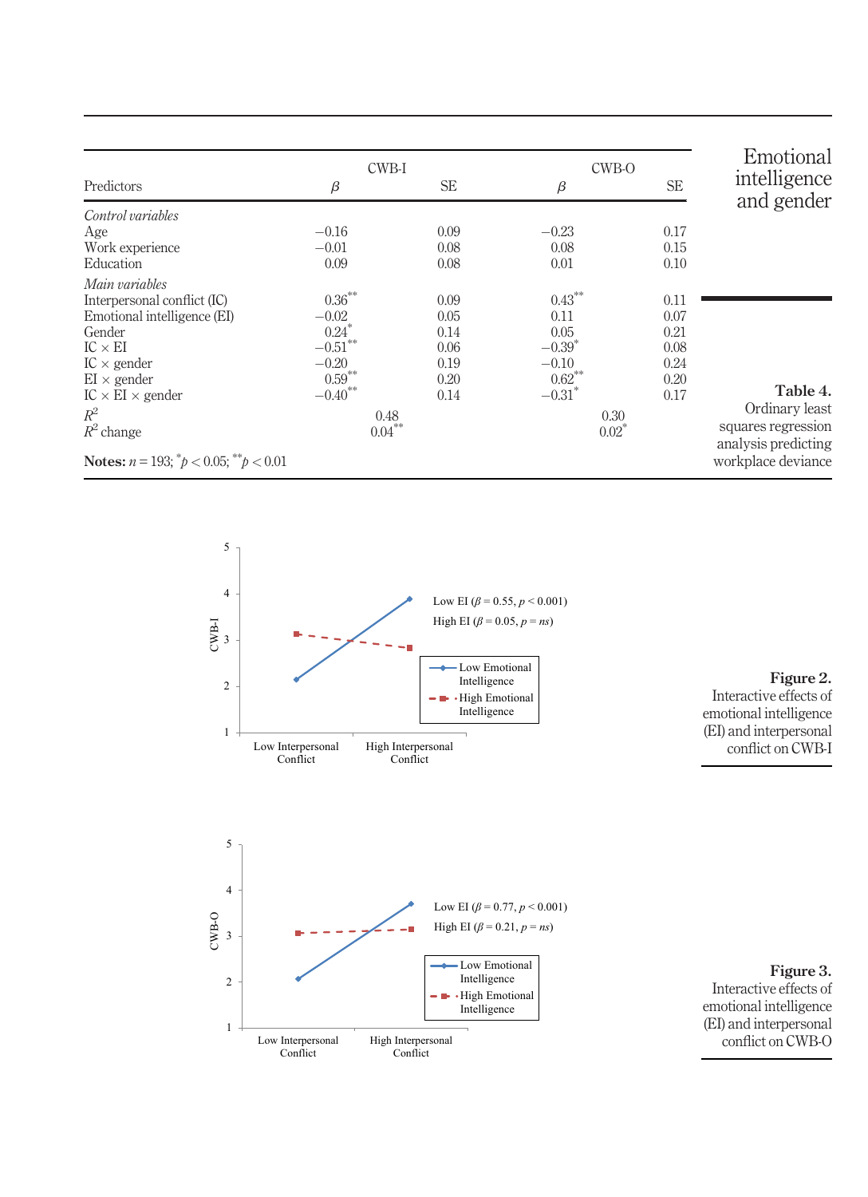**Table 4.** Ordinary least squares regression analysis predicting workplace deviance

| Predictors | CWB-I $\beta$ | CWB-I SE | CWB-O $\beta$ | CWB-O SE |
|---|---|---|---|---|
| *Control variables* | | | | |
| Age | −0.16 | 0.09 | −0.23 | 0.17 |
| Work experience | −0.01 | 0.08 | 0.08 | 0.15 |
| Education | 0.09 | 0.08 | 0.01 | 0.10 |
| *Main variables* | | | | |
| Interpersonal conflict (IC) | 0.36** | 0.09 | 0.43** | 0.11 |
| Emotional intelligence (EI) | −0.02 | 0.05 | 0.11 | 0.07 |
| Gender | 0.24* | 0.14 | 0.05 | 0.21 |
| IC × EI | −0.51** | 0.06 | −0.39* | 0.08 |
| IC × gender | −0.20 | 0.19 | −0.10 | 0.24 |
| EI × gender | 0.59** | 0.20 | 0.62** | 0.20 |
| IC × EI × gender | −0.40** | 0.14 | −0.31* | 0.17 |
| $R^2$ | 0.48 | | 0.30 | |
| $R^2$ change | 0.04** | | 0.02* | |

**Notes:** $n = 193$; $^{*}p < 0.05$; $^{**}p < 0.01$

**Figure 2.** Interactive effects of emotional intelligence (EI) and interpersonal conflict on CWB-I

**Figure 3.** Interactive effects of emotional intelligence (EI) and interpersonal conflict on CWB-O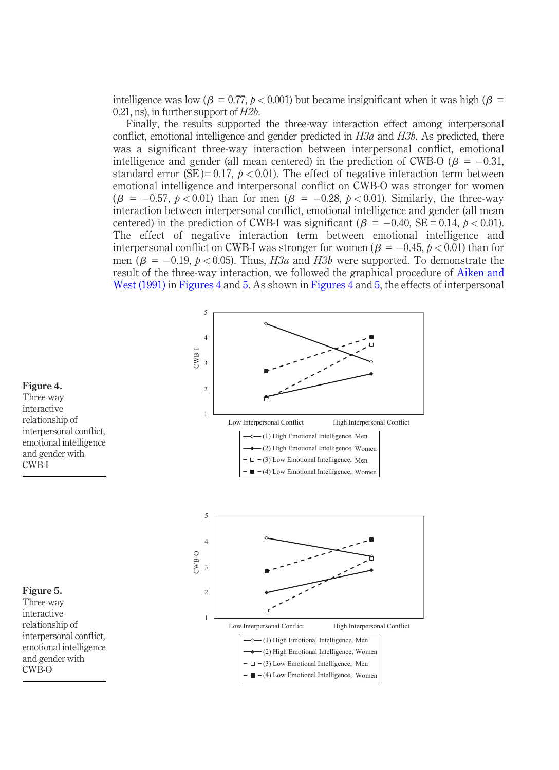intelligence was low ($\beta = 0.77$, $p < 0.001$) but became insignificant when it was high ($\beta = 0.21$, ns), in further support of *H2b*.

Finally, the results supported the three-way interaction effect among interpersonal conflict, emotional intelligence and gender predicted in *H3a* and *H3b*. As predicted, there was a significant three-way interaction between interpersonal conflict, emotional intelligence and gender (all mean centered) in the prediction of CWB-O ($\beta = -0.31$, standard error (SE) = 0.17, $p < 0.01$). The effect of negative interaction term between emotional intelligence and interpersonal conflict on CWB-O was stronger for women ($\beta = -0.57$, $p < 0.01$) than for men ($\beta = -0.28$, $p < 0.01$). Similarly, the three-way interaction between interpersonal conflict, emotional intelligence and gender (all mean centered) in the prediction of CWB-I was significant ($\beta = -0.40$, SE = 0.14, $p < 0.01$). The effect of negative interaction term between emotional intelligence and interpersonal conflict on CWB-I was stronger for women ($\beta = -0.45$, $p < 0.01$) than for men ($\beta = -0.19$, $p < 0.05$). Thus, *H3a* and *H3b* were supported. To demonstrate the result of the three-way interaction, we followed the graphical procedure of Aiken and West (1991) in Figures 4 and 5. As shown in Figures 4 and 5, the effects of interpersonal

**Figure 4.** Three-way interactive relationship of interpersonal conflict, emotional intelligence and gender with CWB-I

**Figure 5.** Three-way interactive relationship of interpersonal conflict, emotional intelligence and gender with CWB-O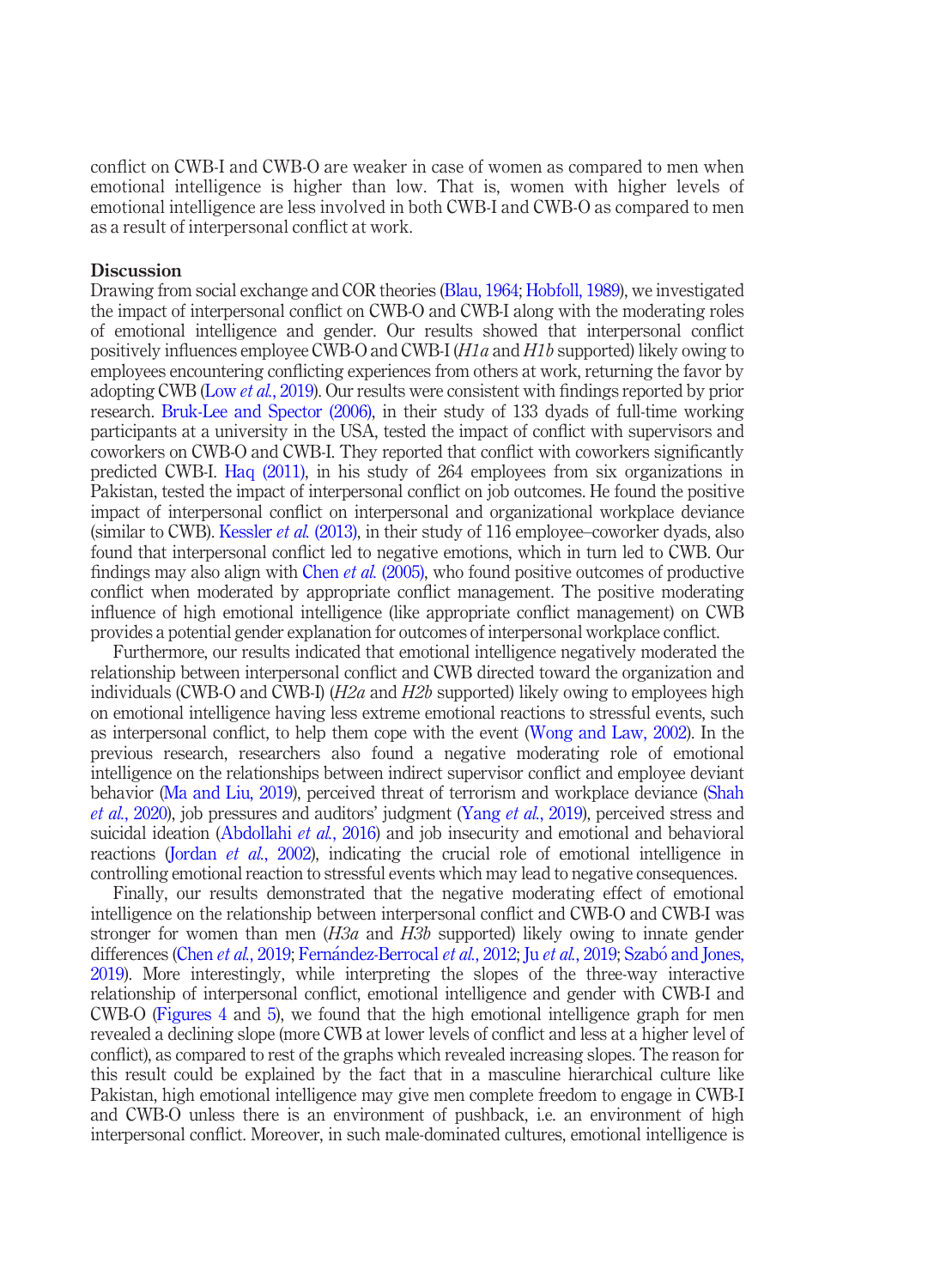conflict on CWB-I and CWB-O are weaker in case of women as compared to men when emotional intelligence is higher than low. That is, women with higher levels of emotional intelligence are less involved in both CWB-I and CWB-O as compared to men as a result of interpersonal conflict at work.

## Discussion

Drawing from social exchange and COR theories (Blau, 1964; Hobfoll, 1989), we investigated the impact of interpersonal conflict on CWB-O and CWB-I along with the moderating roles of emotional intelligence and gender. Our results showed that interpersonal conflict positively influences employee CWB-O and CWB-I (*H1a* and *H1b* supported) likely owing to employees encountering conflicting experiences from others at work, returning the favor by adopting CWB (Low *et al.*, 2019). Our results were consistent with findings reported by prior research. Bruk-Lee and Spector (2006), in their study of 133 dyads of full-time working participants at a university in the USA, tested the impact of conflict with supervisors and coworkers on CWB-O and CWB-I. They reported that conflict with coworkers significantly predicted CWB-I. Haq (2011), in his study of 264 employees from six organizations in Pakistan, tested the impact of interpersonal conflict on job outcomes. He found the positive impact of interpersonal conflict on interpersonal and organizational workplace deviance (similar to CWB). Kessler *et al.* (2013), in their study of 116 employee–coworker dyads, also found that interpersonal conflict led to negative emotions, which in turn led to CWB. Our findings may also align with Chen *et al.* (2005), who found positive outcomes of productive conflict when moderated by appropriate conflict management. The positive moderating influence of high emotional intelligence (like appropriate conflict management) on CWB provides a potential gender explanation for outcomes of interpersonal workplace conflict.

Furthermore, our results indicated that emotional intelligence negatively moderated the relationship between interpersonal conflict and CWB directed toward the organization and individuals (CWB-O and CWB-I) (*H2a* and *H2b* supported) likely owing to employees high on emotional intelligence having less extreme emotional reactions to stressful events, such as interpersonal conflict, to help them cope with the event (Wong and Law, 2002). In the previous research, researchers also found a negative moderating role of emotional intelligence on the relationships between indirect supervisor conflict and employee deviant behavior (Ma and Liu, 2019), perceived threat of terrorism and workplace deviance (Shah *et al.*, 2020), job pressures and auditors' judgment (Yang *et al.*, 2019), perceived stress and suicidal ideation (Abdollahi *et al.*, 2016) and job insecurity and emotional and behavioral reactions (Jordan *et al.*, 2002), indicating the crucial role of emotional intelligence in controlling emotional reaction to stressful events which may lead to negative consequences.

Finally, our results demonstrated that the negative moderating effect of emotional intelligence on the relationship between interpersonal conflict and CWB-O and CWB-I was stronger for women than men (*H3a* and *H3b* supported) likely owing to innate gender differences (Chen *et al.*, 2019; Fernández-Berrocal *et al.*, 2012; Ju *et al.*, 2019; Szabó and Jones, 2019). More interestingly, while interpreting the slopes of the three-way interactive relationship of interpersonal conflict, emotional intelligence and gender with CWB-I and CWB-O (Figures 4 and 5), we found that the high emotional intelligence graph for men revealed a declining slope (more CWB at lower levels of conflict and less at a higher level of conflict), as compared to rest of the graphs which revealed increasing slopes. The reason for this result could be explained by the fact that in a masculine hierarchical culture like Pakistan, high emotional intelligence may give men complete freedom to engage in CWB-I and CWB-O unless there is an environment of pushback, i.e. an environment of high interpersonal conflict. Moreover, in such male-dominated cultures, emotional intelligence is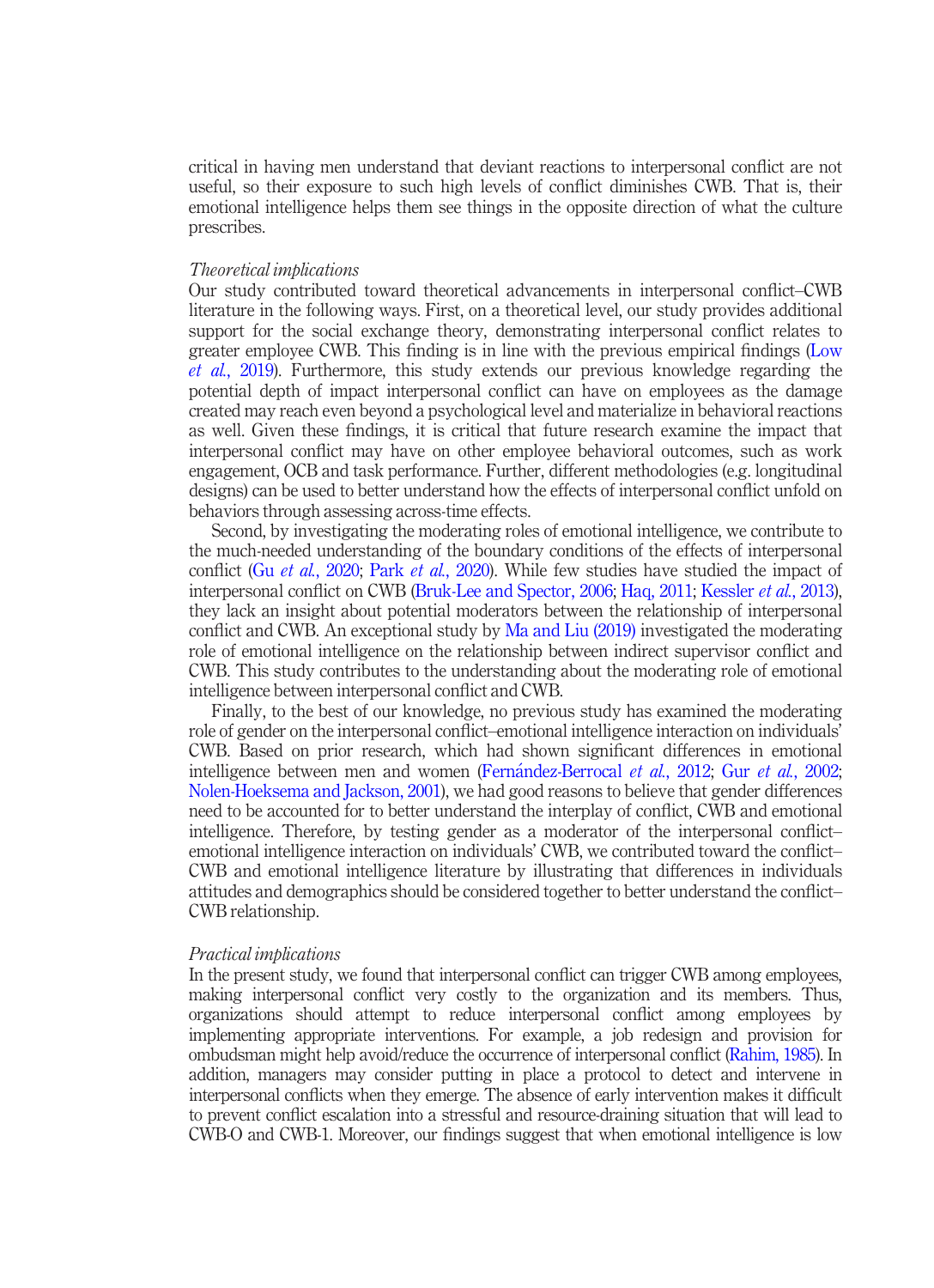critical in having men understand that deviant reactions to interpersonal conflict are not useful, so their exposure to such high levels of conflict diminishes CWB. That is, their emotional intelligence helps them see things in the opposite direction of what the culture prescribes.

### *Theoretical implications*

Our study contributed toward theoretical advancements in interpersonal conflict–CWB literature in the following ways. First, on a theoretical level, our study provides additional support for the social exchange theory, demonstrating interpersonal conflict relates to greater employee CWB. This finding is in line with the previous empirical findings (Low *et al.*, 2019). Furthermore, this study extends our previous knowledge regarding the potential depth of impact interpersonal conflict can have on employees as the damage created may reach even beyond a psychological level and materialize in behavioral reactions as well. Given these findings, it is critical that future research examine the impact that interpersonal conflict may have on other employee behavioral outcomes, such as work engagement, OCB and task performance. Further, different methodologies (e.g. longitudinal designs) can be used to better understand how the effects of interpersonal conflict unfold on behaviors through assessing across-time effects.

Second, by investigating the moderating roles of emotional intelligence, we contribute to the much-needed understanding of the boundary conditions of the effects of interpersonal conflict (Gu *et al.*, 2020; Park *et al.*, 2020). While few studies have studied the impact of interpersonal conflict on CWB (Bruk-Lee and Spector, 2006; Haq, 2011; Kessler *et al.*, 2013), they lack an insight about potential moderators between the relationship of interpersonal conflict and CWB. An exceptional study by Ma and Liu (2019) investigated the moderating role of emotional intelligence on the relationship between indirect supervisor conflict and CWB. This study contributes to the understanding about the moderating role of emotional intelligence between interpersonal conflict and CWB.

Finally, to the best of our knowledge, no previous study has examined the moderating role of gender on the interpersonal conflict–emotional intelligence interaction on individuals' CWB. Based on prior research, which had shown significant differences in emotional intelligence between men and women (Fernández-Berrocal *et al.*, 2012; Gur *et al.*, 2002; Nolen-Hoeksema and Jackson, 2001), we had good reasons to believe that gender differences need to be accounted for to better understand the interplay of conflict, CWB and emotional intelligence. Therefore, by testing gender as a moderator of the interpersonal conflict–emotional intelligence interaction on individuals' CWB, we contributed toward the conflict–CWB and emotional intelligence literature by illustrating that differences in individuals attitudes and demographics should be considered together to better understand the conflict–CWB relationship.

### *Practical implications*

In the present study, we found that interpersonal conflict can trigger CWB among employees, making interpersonal conflict very costly to the organization and its members. Thus, organizations should attempt to reduce interpersonal conflict among employees by implementing appropriate interventions. For example, a job redesign and provision for ombudsman might help avoid/reduce the occurrence of interpersonal conflict (Rahim, 1985). In addition, managers may consider putting in place a protocol to detect and intervene in interpersonal conflicts when they emerge. The absence of early intervention makes it difficult to prevent conflict escalation into a stressful and resource-draining situation that will lead to CWB-O and CWB-I. Moreover, our findings suggest that when emotional intelligence is low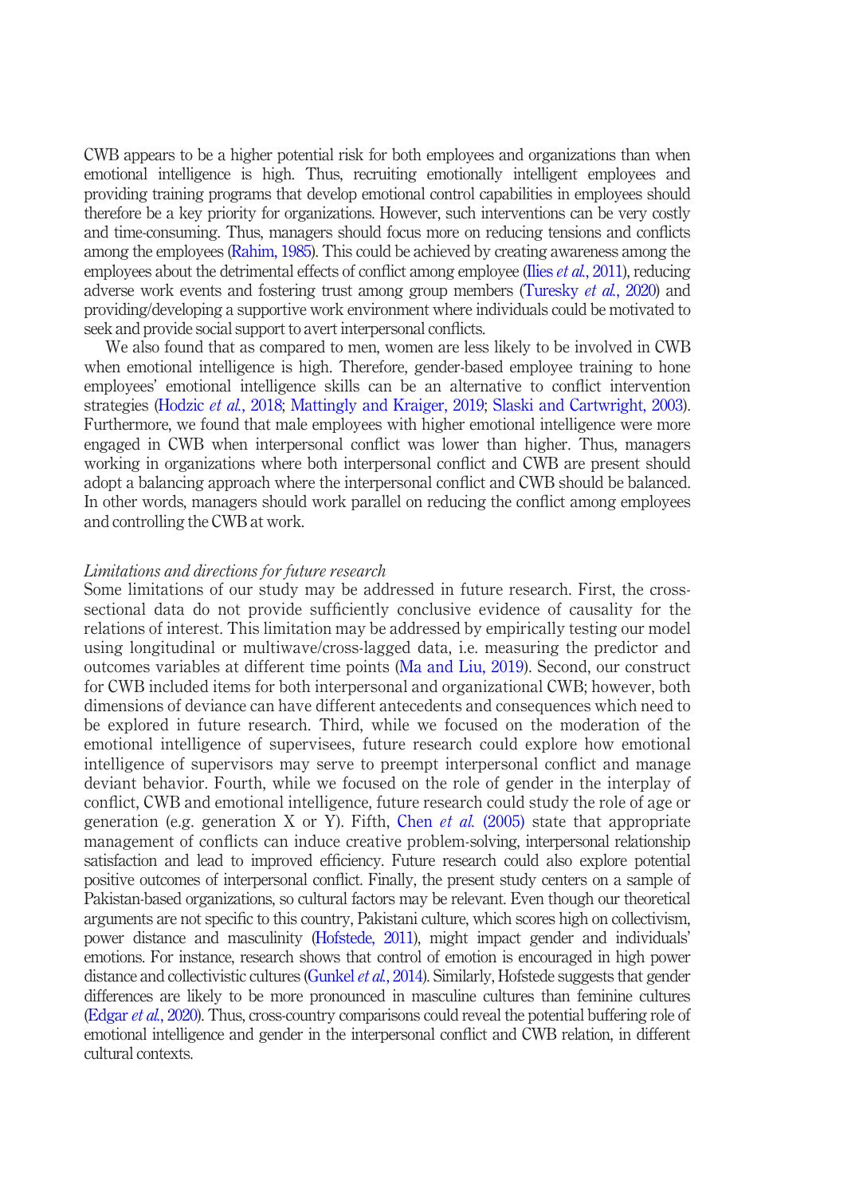CWB appears to be a higher potential risk for both employees and organizations than when emotional intelligence is high. Thus, recruiting emotionally intelligent employees and providing training programs that develop emotional control capabilities in employees should therefore be a key priority for organizations. However, such interventions can be very costly and time-consuming. Thus, managers should focus more on reducing tensions and conflicts among the employees (Rahim, 1985). This could be achieved by creating awareness among the employees about the detrimental effects of conflict among employee (Ilies *et al.*, 2011), reducing adverse work events and fostering trust among group members (Turesky *et al.*, 2020) and providing/developing a supportive work environment where individuals could be motivated to seek and provide social support to avert interpersonal conflicts.

We also found that as compared to men, women are less likely to be involved in CWB when emotional intelligence is high. Therefore, gender-based employee training to hone employees' emotional intelligence skills can be an alternative to conflict intervention strategies (Hodzic *et al.*, 2018; Mattingly and Kraiger, 2019; Slaski and Cartwright, 2003). Furthermore, we found that male employees with higher emotional intelligence were more engaged in CWB when interpersonal conflict was lower than higher. Thus, managers working in organizations where both interpersonal conflict and CWB are present should adopt a balancing approach where the interpersonal conflict and CWB should be balanced. In other words, managers should work parallel on reducing the conflict among employees and controlling the CWB at work.

### *Limitations and directions for future research*

Some limitations of our study may be addressed in future research. First, the cross-sectional data do not provide sufficiently conclusive evidence of causality for the relations of interest. This limitation may be addressed by empirically testing our model using longitudinal or multiwave/cross-lagged data, i.e. measuring the predictor and outcomes variables at different time points (Ma and Liu, 2019). Second, our construct for CWB included items for both interpersonal and organizational CWB; however, both dimensions of deviance can have different antecedents and consequences which need to be explored in future research. Third, while we focused on the moderation of the emotional intelligence of supervisees, future research could explore how emotional intelligence of supervisors may serve to preempt interpersonal conflict and manage deviant behavior. Fourth, while we focused on the role of gender in the interplay of conflict, CWB and emotional intelligence, future research could study the role of age or generation (e.g. generation X or Y). Fifth, Chen *et al.* (2005) state that appropriate management of conflicts can induce creative problem-solving, interpersonal relationship satisfaction and lead to improved efficiency. Future research could also explore potential positive outcomes of interpersonal conflict. Finally, the present study centers on a sample of Pakistan-based organizations, so cultural factors may be relevant. Even though our theoretical arguments are not specific to this country, Pakistani culture, which scores high on collectivism, power distance and masculinity (Hofstede, 2011), might impact gender and individuals' emotions. For instance, research shows that control of emotion is encouraged in high power distance and collectivistic cultures (Gunkel *et al.*, 2014). Similarly, Hofstede suggests that gender differences are likely to be more pronounced in masculine cultures than feminine cultures (Edgar *et al.*, 2020). Thus, cross-country comparisons could reveal the potential buffering role of emotional intelligence and gender in the interpersonal conflict and CWB relation, in different cultural contexts.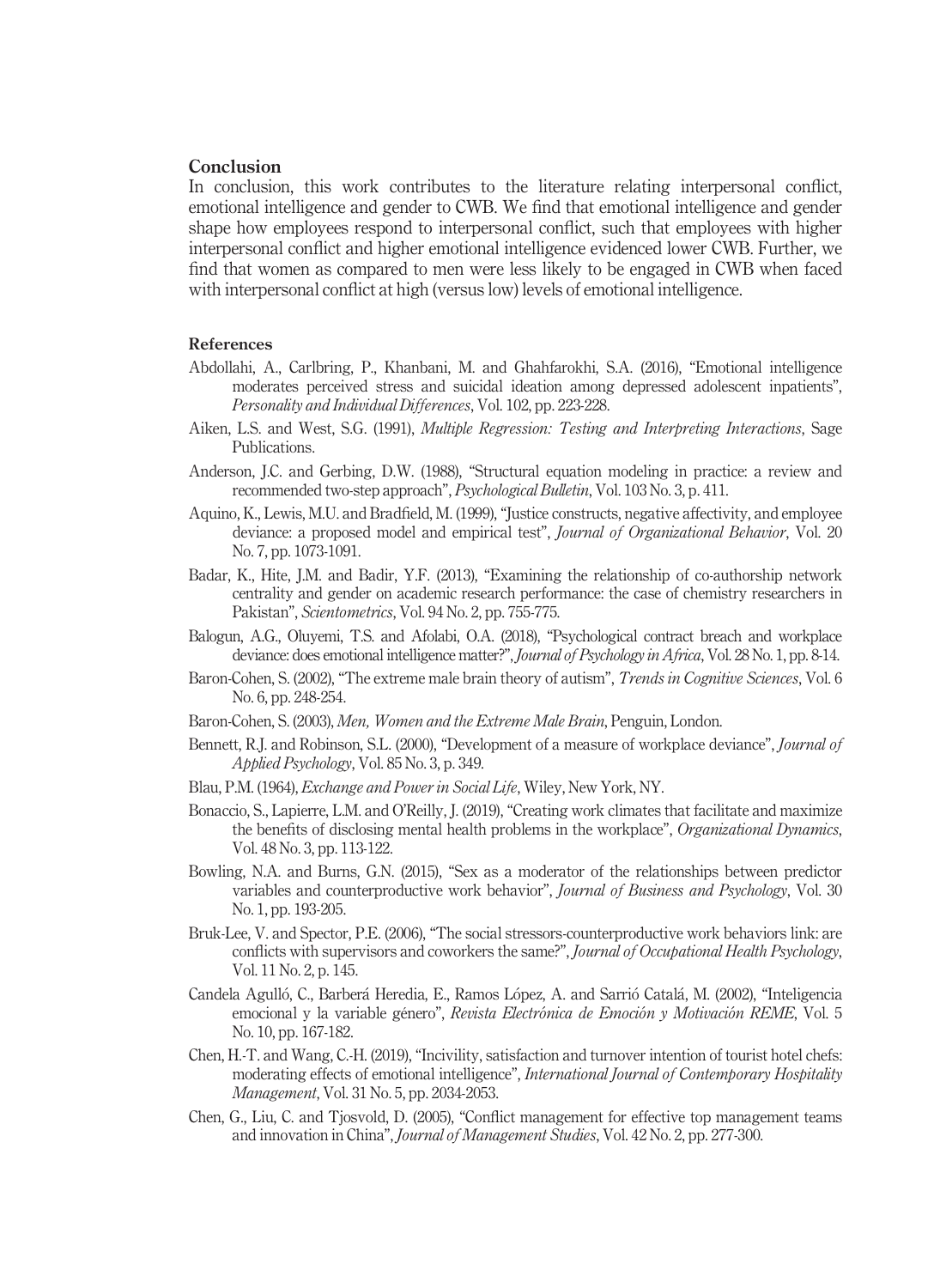## Conclusion

In conclusion, this work contributes to the literature relating interpersonal conflict, emotional intelligence and gender to CWB. We find that emotional intelligence and gender shape how employees respond to interpersonal conflict, such that employees with higher interpersonal conflict and higher emotional intelligence evidenced lower CWB. Further, we find that women as compared to men were less likely to be engaged in CWB when faced with interpersonal conflict at high (versus low) levels of emotional intelligence.

## References

Abdollahi, A., Carlbring, P., Khanbani, M. and Ghahfarokhi, S.A. (2016), "Emotional intelligence moderates perceived stress and suicidal ideation among depressed adolescent inpatients", *Personality and Individual Differences*, Vol. 102, pp. 223-228.

Aiken, L.S. and West, S.G. (1991), *Multiple Regression: Testing and Interpreting Interactions*, Sage Publications.

Anderson, J.C. and Gerbing, D.W. (1988), "Structural equation modeling in practice: a review and recommended two-step approach", *Psychological Bulletin*, Vol. 103 No. 3, p. 411.

Aquino, K., Lewis, M.U. and Bradfield, M. (1999), "Justice constructs, negative affectivity, and employee deviance: a proposed model and empirical test", *Journal of Organizational Behavior*, Vol. 20 No. 7, pp. 1073-1091.

Badar, K., Hite, J.M. and Badir, Y.F. (2013), "Examining the relationship of co-authorship network centrality and gender on academic research performance: the case of chemistry researchers in Pakistan", *Scientometrics*, Vol. 94 No. 2, pp. 755-775.

Balogun, A.G., Oluyemi, T.S. and Afolabi, O.A. (2018), "Psychological contract breach and workplace deviance: does emotional intelligence matter?", *Journal of Psychology in Africa*, Vol. 28 No. 1, pp. 8-14.

Baron-Cohen, S. (2002), "The extreme male brain theory of autism", *Trends in Cognitive Sciences*, Vol. 6 No. 6, pp. 248-254.

Baron-Cohen, S. (2003), *Men, Women and the Extreme Male Brain*, Penguin, London.

Bennett, R.J. and Robinson, S.L. (2000), "Development of a measure of workplace deviance", *Journal of Applied Psychology*, Vol. 85 No. 3, p. 349.

Blau, P.M. (1964), *Exchange and Power in Social Life*, Wiley, New York, NY.

Bonaccio, S., Lapierre, L.M. and O'Reilly, J. (2019), "Creating work climates that facilitate and maximize the benefits of disclosing mental health problems in the workplace", *Organizational Dynamics*, Vol. 48 No. 3, pp. 113-122.

Bowling, N.A. and Burns, G.N. (2015), "Sex as a moderator of the relationships between predictor variables and counterproductive work behavior", *Journal of Business and Psychology*, Vol. 30 No. 1, pp. 193-205.

Bruk-Lee, V. and Spector, P.E. (2006), "The social stressors-counterproductive work behaviors link: are conflicts with supervisors and coworkers the same?", *Journal of Occupational Health Psychology*, Vol. 11 No. 2, p. 145.

Candela Agulló, C., Barberá Heredia, E., Ramos López, A. and Sarrió Catalá, M. (2002), "Inteligencia emocional y la variable género", *Revista Electrónica de Emoción y Motivación REME*, Vol. 5 No. 10, pp. 167-182.

Chen, H.-T. and Wang, C.-H. (2019), "Incivility, satisfaction and turnover intention of tourist hotel chefs: moderating effects of emotional intelligence", *International Journal of Contemporary Hospitality Management*, Vol. 31 No. 5, pp. 2034-2053.

Chen, G., Liu, C. and Tjosvold, D. (2005), "Conflict management for effective top management teams and innovation in China", *Journal of Management Studies*, Vol. 42 No. 2, pp. 277-300.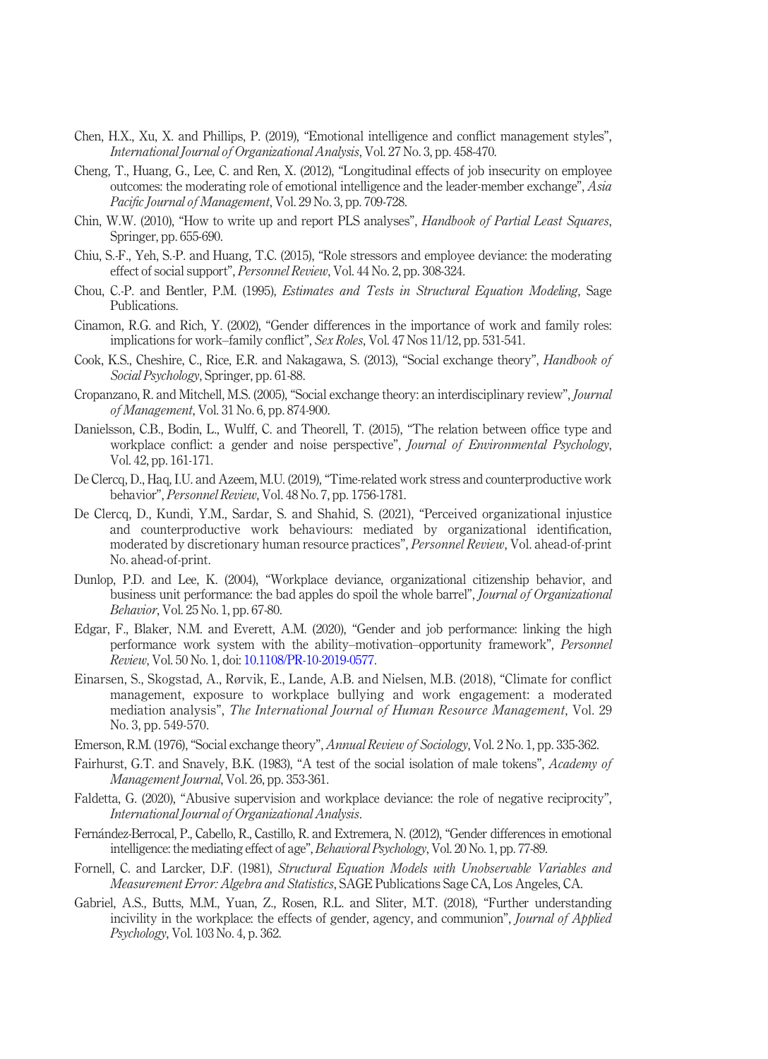Chen, H.X., Xu, X. and Phillips, P. (2019), "Emotional intelligence and conflict management styles", *International Journal of Organizational Analysis*, Vol. 27 No. 3, pp. 458-470.

Cheng, T., Huang, G., Lee, C. and Ren, X. (2012), "Longitudinal effects of job insecurity on employee outcomes: the moderating role of emotional intelligence and the leader-member exchange", *Asia Pacific Journal of Management*, Vol. 29 No. 3, pp. 709-728.

Chin, W.W. (2010), "How to write up and report PLS analyses", *Handbook of Partial Least Squares*, Springer, pp. 655-690.

Chiu, S.-F., Yeh, S.-P. and Huang, T.C. (2015), "Role stressors and employee deviance: the moderating effect of social support", *Personnel Review*, Vol. 44 No. 2, pp. 308-324.

Chou, C.-P. and Bentler, P.M. (1995), *Estimates and Tests in Structural Equation Modeling*, Sage Publications.

Cinamon, R.G. and Rich, Y. (2002), "Gender differences in the importance of work and family roles: implications for work–family conflict", *Sex Roles*, Vol. 47 Nos 11/12, pp. 531-541.

Cook, K.S., Cheshire, C., Rice, E.R. and Nakagawa, S. (2013), "Social exchange theory", *Handbook of Social Psychology*, Springer, pp. 61-88.

Cropanzano, R. and Mitchell, M.S. (2005), "Social exchange theory: an interdisciplinary review", *Journal of Management*, Vol. 31 No. 6, pp. 874-900.

Danielsson, C.B., Bodin, L., Wulff, C. and Theorell, T. (2015), "The relation between office type and workplace conflict: a gender and noise perspective", *Journal of Environmental Psychology*, Vol. 42, pp. 161-171.

De Clercq, D., Haq, I.U. and Azeem, M.U. (2019), "Time-related work stress and counterproductive work behavior", *Personnel Review*, Vol. 48 No. 7, pp. 1756-1781.

De Clercq, D., Kundi, Y.M., Sardar, S. and Shahid, S. (2021), "Perceived organizational injustice and counterproductive work behaviours: mediated by organizational identification, moderated by discretionary human resource practices", *Personnel Review*, Vol. ahead-of-print No. ahead-of-print.

Dunlop, P.D. and Lee, K. (2004), "Workplace deviance, organizational citizenship behavior, and business unit performance: the bad apples do spoil the whole barrel", *Journal of Organizational Behavior*, Vol. 25 No. 1, pp. 67-80.

Edgar, F., Blaker, N.M. and Everett, A.M. (2020), "Gender and job performance: linking the high performance work system with the ability–motivation–opportunity framework", *Personnel Review*, Vol. 50 No. 1, doi: 10.1108/PR-10-2019-0577.

Einarsen, S., Skogstad, A., Rørvik, E., Lande, A.B. and Nielsen, M.B. (2018), "Climate for conflict management, exposure to workplace bullying and work engagement: a moderated mediation analysis", *The International Journal of Human Resource Management*, Vol. 29 No. 3, pp. 549-570.

Emerson, R.M. (1976), "Social exchange theory", *Annual Review of Sociology*, Vol. 2 No. 1, pp. 335-362.

Fairhurst, G.T. and Snavely, B.K. (1983), "A test of the social isolation of male tokens", *Academy of Management Journal*, Vol. 26, pp. 353-361.

Faldetta, G. (2020), "Abusive supervision and workplace deviance: the role of negative reciprocity", *International Journal of Organizational Analysis*.

Fernández-Berrocal, P., Cabello, R., Castillo, R. and Extremera, N. (2012), "Gender differences in emotional intelligence: the mediating effect of age", *Behavioral Psychology*, Vol. 20 No. 1, pp. 77-89.

Fornell, C. and Larcker, D.F. (1981), *Structural Equation Models with Unobservable Variables and Measurement Error: Algebra and Statistics*, SAGE Publications Sage CA, Los Angeles, CA.

Gabriel, A.S., Butts, M.M., Yuan, Z., Rosen, R.L. and Sliter, M.T. (2018), "Further understanding incivility in the workplace: the effects of gender, agency, and communion", *Journal of Applied Psychology*, Vol. 103 No. 4, p. 362.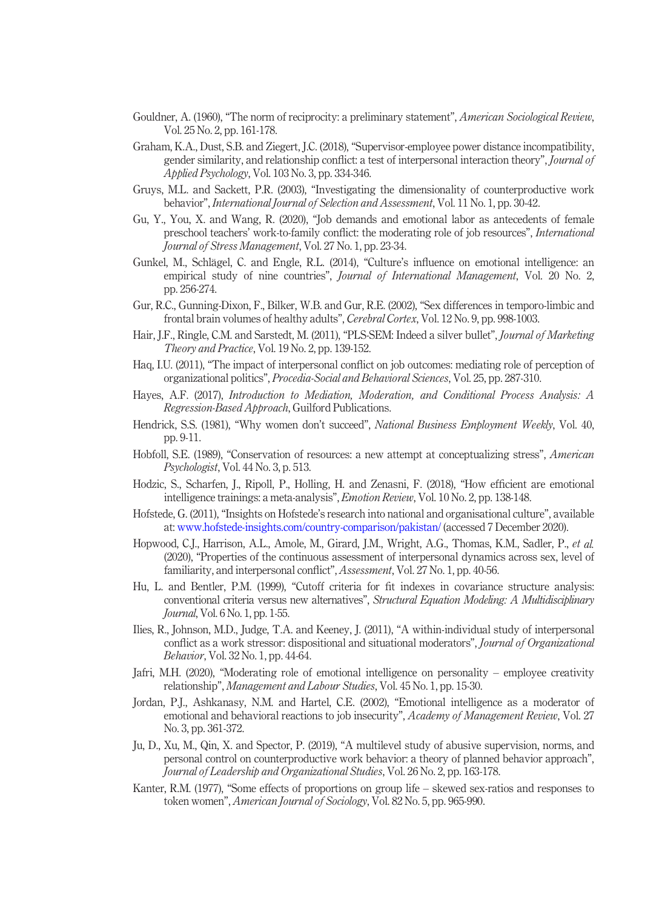Gouldner, A. (1960), "The norm of reciprocity: a preliminary statement", *American Sociological Review*, Vol. 25 No. 2, pp. 161-178.

Graham, K.A., Dust, S.B. and Ziegert, J.C. (2018), "Supervisor-employee power distance incompatibility, gender similarity, and relationship conflict: a test of interpersonal interaction theory", *Journal of Applied Psychology*, Vol. 103 No. 3, pp. 334-346.

Gruys, M.L. and Sackett, P.R. (2003), "Investigating the dimensionality of counterproductive work behavior", *International Journal of Selection and Assessment*, Vol. 11 No. 1, pp. 30-42.

Gu, Y., You, X. and Wang, R. (2020), "Job demands and emotional labor as antecedents of female preschool teachers' work-to-family conflict: the moderating role of job resources", *International Journal of Stress Management*, Vol. 27 No. 1, pp. 23-34.

Gunkel, M., Schlägel, C. and Engle, R.L. (2014), "Culture's influence on emotional intelligence: an empirical study of nine countries", *Journal of International Management*, Vol. 20 No. 2, pp. 256-274.

Gur, R.C., Gunning-Dixon, F., Bilker, W.B. and Gur, R.E. (2002), "Sex differences in temporo-limbic and frontal brain volumes of healthy adults", *Cerebral Cortex*, Vol. 12 No. 9, pp. 998-1003.

Hair, J.F., Ringle, C.M. and Sarstedt, M. (2011), "PLS-SEM: Indeed a silver bullet", *Journal of Marketing Theory and Practice*, Vol. 19 No. 2, pp. 139-152.

Haq, I.U. (2011), "The impact of interpersonal conflict on job outcomes: mediating role of perception of organizational politics", *Procedia-Social and Behavioral Sciences*, Vol. 25, pp. 287-310.

Hayes, A.F. (2017), *Introduction to Mediation, Moderation, and Conditional Process Analysis: A Regression-Based Approach*, Guilford Publications.

Hendrick, S.S. (1981), "Why women don't succeed", *National Business Employment Weekly*, Vol. 40, pp. 9-11.

Hobfoll, S.E. (1989), "Conservation of resources: a new attempt at conceptualizing stress", *American Psychologist*, Vol. 44 No. 3, p. 513.

Hodzic, S., Scharfen, J., Ripoll, P., Holling, H. and Zenasni, F. (2018), "How efficient are emotional intelligence trainings: a meta-analysis", *Emotion Review*, Vol. 10 No. 2, pp. 138-148.

Hofstede, G. (2011), "Insights on Hofstede's research into national and organisational culture", available at: www.hofstede-insights.com/country-comparison/pakistan/ (accessed 7 December 2020).

Hopwood, C.J., Harrison, A.L., Amole, M., Girard, J.M., Wright, A.G., Thomas, K.M., Sadler, P., *et al.* (2020), "Properties of the continuous assessment of interpersonal dynamics across sex, level of familiarity, and interpersonal conflict", *Assessment*, Vol. 27 No. 1, pp. 40-56.

Hu, L. and Bentler, P.M. (1999), "Cutoff criteria for fit indexes in covariance structure analysis: conventional criteria versus new alternatives", *Structural Equation Modeling: A Multidisciplinary Journal*, Vol. 6 No. 1, pp. 1-55.

Ilies, R., Johnson, M.D., Judge, T.A. and Keeney, J. (2011), "A within-individual study of interpersonal conflict as a work stressor: dispositional and situational moderators", *Journal of Organizational Behavior*, Vol. 32 No. 1, pp. 44-64.

Jafri, M.H. (2020), "Moderating role of emotional intelligence on personality – employee creativity relationship", *Management and Labour Studies*, Vol. 45 No. 1, pp. 15-30.

Jordan, P.J., Ashkanasy, N.M. and Hartel, C.E. (2002), "Emotional intelligence as a moderator of emotional and behavioral reactions to job insecurity", *Academy of Management Review*, Vol. 27 No. 3, pp. 361-372.

Ju, D., Xu, M., Qin, X. and Spector, P. (2019), "A multilevel study of abusive supervision, norms, and personal control on counterproductive work behavior: a theory of planned behavior approach", *Journal of Leadership and Organizational Studies*, Vol. 26 No. 2, pp. 163-178.

Kanter, R.M. (1977), "Some effects of proportions on group life – skewed sex-ratios and responses to token women", *American Journal of Sociology*, Vol. 82 No. 5, pp. 965-990.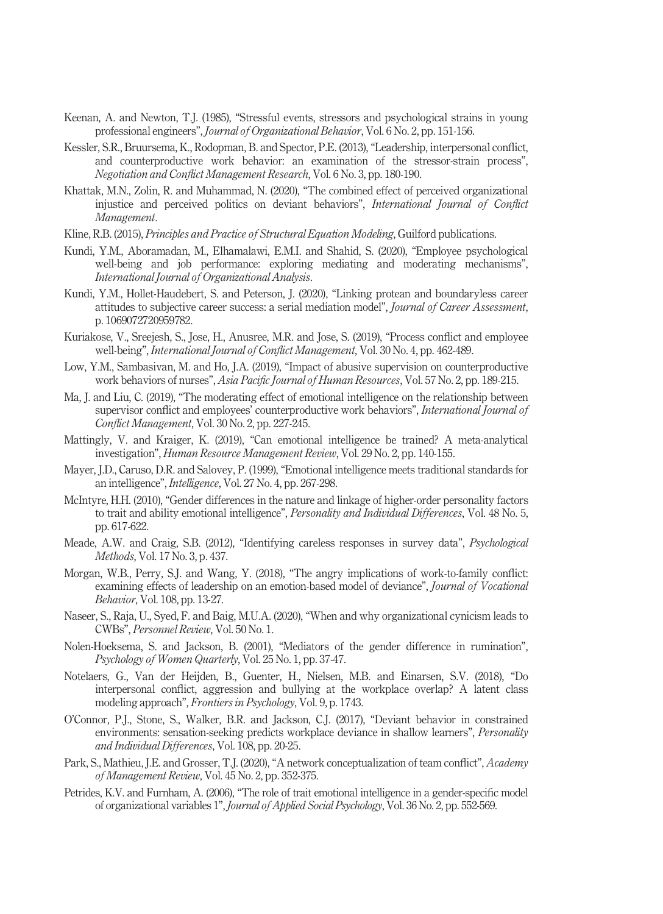Keenan, A. and Newton, T.J. (1985), "Stressful events, stressors and psychological strains in young professional engineers", *Journal of Organizational Behavior*, Vol. 6 No. 2, pp. 151-156.

Kessler, S.R., Bruursema, K., Rodopman, B. and Spector, P.E. (2013), "Leadership, interpersonal conflict, and counterproductive work behavior: an examination of the stressor-strain process", *Negotiation and Conflict Management Research*, Vol. 6 No. 3, pp. 180-190.

Khattak, M.N., Zolin, R. and Muhammad, N. (2020), "The combined effect of perceived organizational injustice and perceived politics on deviant behaviors", *International Journal of Conflict Management*.

Kline, R.B. (2015), *Principles and Practice of Structural Equation Modeling*, Guilford publications.

Kundi, Y.M., Aboramadan, M., Elhamalawi, E.M.I. and Shahid, S. (2020), "Employee psychological well-being and job performance: exploring mediating and moderating mechanisms", *International Journal of Organizational Analysis*.

Kundi, Y.M., Hollet-Haudebert, S. and Peterson, J. (2020), "Linking protean and boundaryless career attitudes to subjective career success: a serial mediation model", *Journal of Career Assessment*, p. 1069072720959782.

Kuriakose, V., Sreejesh, S., Jose, H., Anusree, M.R. and Jose, S. (2019), "Process conflict and employee well-being", *International Journal of Conflict Management*, Vol. 30 No. 4, pp. 462-489.

Low, Y.M., Sambasivan, M. and Ho, J.A. (2019), "Impact of abusive supervision on counterproductive work behaviors of nurses", *Asia Pacific Journal of Human Resources*, Vol. 57 No. 2, pp. 189-215.

Ma, J. and Liu, C. (2019), "The moderating effect of emotional intelligence on the relationship between supervisor conflict and employees' counterproductive work behaviors", *International Journal of Conflict Management*, Vol. 30 No. 2, pp. 227-245.

Mattingly, V. and Kraiger, K. (2019), "Can emotional intelligence be trained? A meta-analytical investigation", *Human Resource Management Review*, Vol. 29 No. 2, pp. 140-155.

Mayer, J.D., Caruso, D.R. and Salovey, P. (1999), "Emotional intelligence meets traditional standards for an intelligence", *Intelligence*, Vol. 27 No. 4, pp. 267-298.

McIntyre, H.H. (2010), "Gender differences in the nature and linkage of higher-order personality factors to trait and ability emotional intelligence", *Personality and Individual Differences*, Vol. 48 No. 5, pp. 617-622.

Meade, A.W. and Craig, S.B. (2012), "Identifying careless responses in survey data", *Psychological Methods*, Vol. 17 No. 3, p. 437.

Morgan, W.B., Perry, S.J. and Wang, Y. (2018), "The angry implications of work-to-family conflict: examining effects of leadership on an emotion-based model of deviance", *Journal of Vocational Behavior*, Vol. 108, pp. 13-27.

Naseer, S., Raja, U., Syed, F. and Baig, M.U.A. (2020), "When and why organizational cynicism leads to CWBs", *Personnel Review*, Vol. 50 No. 1.

Nolen-Hoeksema, S. and Jackson, B. (2001), "Mediators of the gender difference in rumination", *Psychology of Women Quarterly*, Vol. 25 No. 1, pp. 37-47.

Notelaers, G., Van der Heijden, B., Guenter, H., Nielsen, M.B. and Einarsen, S.V. (2018), "Do interpersonal conflict, aggression and bullying at the workplace overlap? A latent class modeling approach", *Frontiers in Psychology*, Vol. 9, p. 1743.

O'Connor, P.J., Stone, S., Walker, B.R. and Jackson, C.J. (2017), "Deviant behavior in constrained environments: sensation-seeking predicts workplace deviance in shallow learners", *Personality and Individual Differences*, Vol. 108, pp. 20-25.

Park, S., Mathieu, J.E. and Grosser, T.J. (2020), "A network conceptualization of team conflict", *Academy of Management Review*, Vol. 45 No. 2, pp. 352-375.

Petrides, K.V. and Furnham, A. (2006), "The role of trait emotional intelligence in a gender-specific model of organizational variables 1", *Journal of Applied Social Psychology*, Vol. 36 No. 2, pp. 552-569.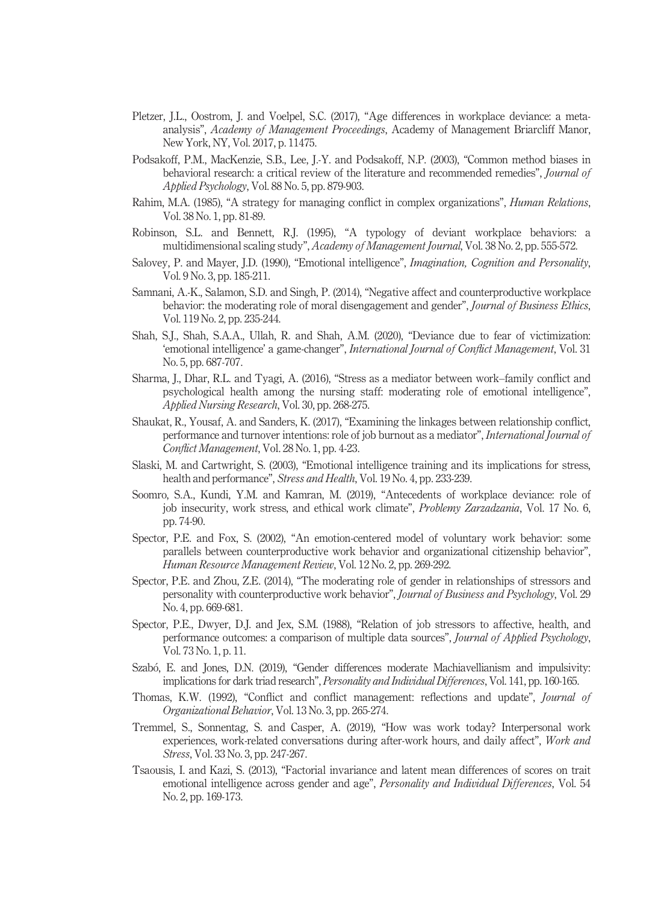Pletzer, J.L., Oostrom, J. and Voelpel, S.C. (2017), "Age differences in workplace deviance: a meta-analysis", *Academy of Management Proceedings*, Academy of Management Briarcliff Manor, New York, NY, Vol. 2017, p. 11475.

Podsakoff, P.M., MacKenzie, S.B., Lee, J.-Y. and Podsakoff, N.P. (2003), "Common method biases in behavioral research: a critical review of the literature and recommended remedies", *Journal of Applied Psychology*, Vol. 88 No. 5, pp. 879-903.

Rahim, M.A. (1985), "A strategy for managing conflict in complex organizations", *Human Relations*, Vol. 38 No. 1, pp. 81-89.

Robinson, S.L. and Bennett, R.J. (1995), "A typology of deviant workplace behaviors: a multidimensional scaling study", *Academy of Management Journal*, Vol. 38 No. 2, pp. 555-572.

Salovey, P. and Mayer, J.D. (1990), "Emotional intelligence", *Imagination, Cognition and Personality*, Vol. 9 No. 3, pp. 185-211.

Samnani, A.-K., Salamon, S.D. and Singh, P. (2014), "Negative affect and counterproductive workplace behavior: the moderating role of moral disengagement and gender", *Journal of Business Ethics*, Vol. 119 No. 2, pp. 235-244.

Shah, S.J., Shah, S.A.A., Ullah, R. and Shah, A.M. (2020), "Deviance due to fear of victimization: 'emotional intelligence' a game-changer", *International Journal of Conflict Management*, Vol. 31 No. 5, pp. 687-707.

Sharma, J., Dhar, R.L. and Tyagi, A. (2016), "Stress as a mediator between work–family conflict and psychological health among the nursing staff: moderating role of emotional intelligence", *Applied Nursing Research*, Vol. 30, pp. 268-275.

Shaukat, R., Yousaf, A. and Sanders, K. (2017), "Examining the linkages between relationship conflict, performance and turnover intentions: role of job burnout as a mediator", *International Journal of Conflict Management*, Vol. 28 No. 1, pp. 4-23.

Slaski, M. and Cartwright, S. (2003), "Emotional intelligence training and its implications for stress, health and performance", *Stress and Health*, Vol. 19 No. 4, pp. 233-239.

Soomro, S.A., Kundi, Y.M. and Kamran, M. (2019), "Antecedents of workplace deviance: role of job insecurity, work stress, and ethical work climate", *Problemy Zarzadzania*, Vol. 17 No. 6, pp. 74-90.

Spector, P.E. and Fox, S. (2002), "An emotion-centered model of voluntary work behavior: some parallels between counterproductive work behavior and organizational citizenship behavior", *Human Resource Management Review*, Vol. 12 No. 2, pp. 269-292.

Spector, P.E. and Zhou, Z.E. (2014), "The moderating role of gender in relationships of stressors and personality with counterproductive work behavior", *Journal of Business and Psychology*, Vol. 29 No. 4, pp. 669-681.

Spector, P.E., Dwyer, D.J. and Jex, S.M. (1988), "Relation of job stressors to affective, health, and performance outcomes: a comparison of multiple data sources", *Journal of Applied Psychology*, Vol. 73 No. 1, p. 11.

Szabó, E. and Jones, D.N. (2019), "Gender differences moderate Machiavellianism and impulsivity: implications for dark triad research", *Personality and Individual Differences*, Vol. 141, pp. 160-165.

Thomas, K.W. (1992), "Conflict and conflict management: reflections and update", *Journal of Organizational Behavior*, Vol. 13 No. 3, pp. 265-274.

Tremmel, S., Sonnentag, S. and Casper, A. (2019), "How was work today? Interpersonal work experiences, work-related conversations during after-work hours, and daily affect", *Work and Stress*, Vol. 33 No. 3, pp. 247-267.

Tsaousis, I. and Kazi, S. (2013), "Factorial invariance and latent mean differences of scores on trait emotional intelligence across gender and age", *Personality and Individual Differences*, Vol. 54 No. 2, pp. 169-173.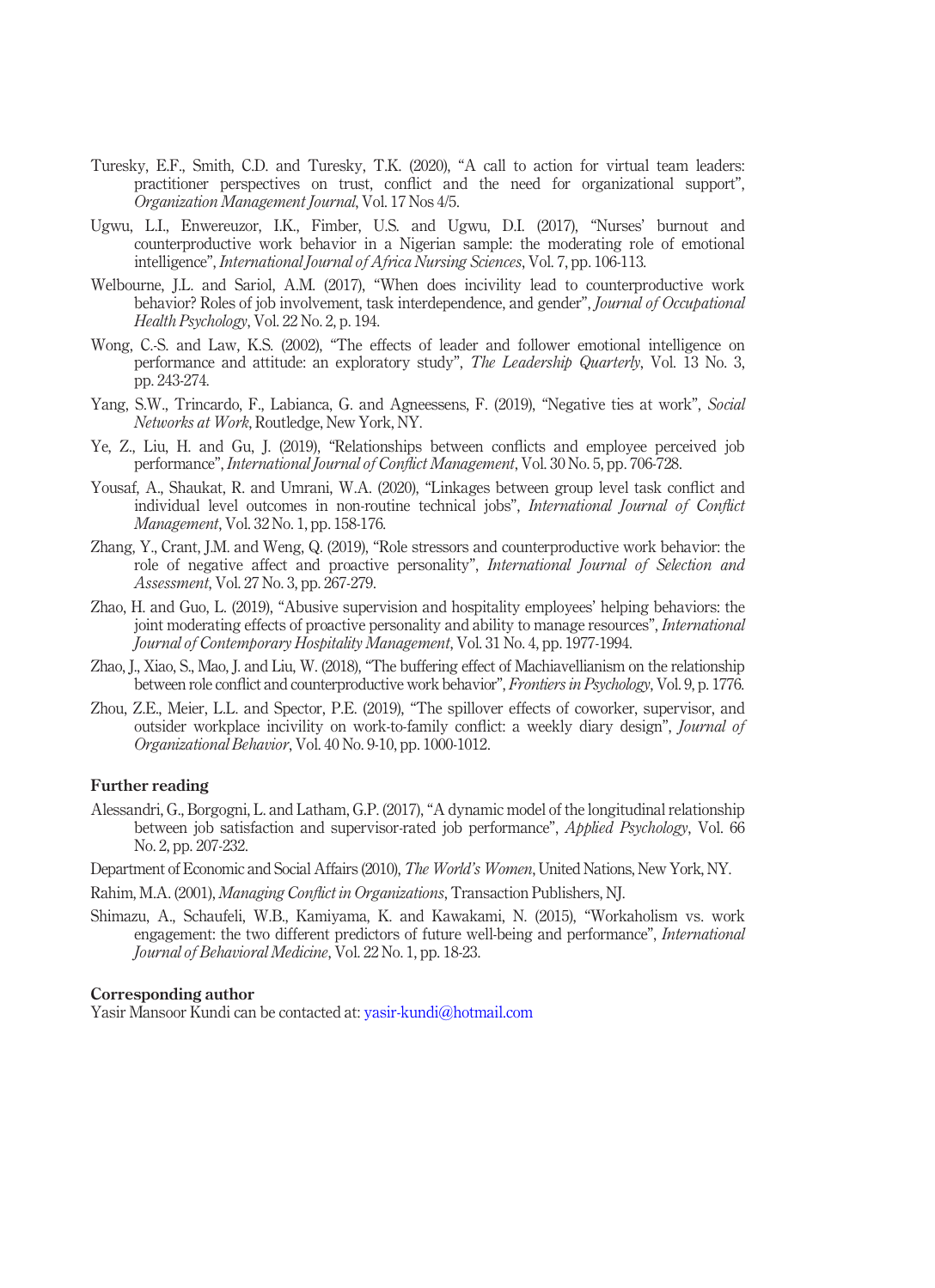Turesky, E.F., Smith, C.D. and Turesky, T.K. (2020), "A call to action for virtual team leaders: practitioner perspectives on trust, conflict and the need for organizational support", *Organization Management Journal*, Vol. 17 Nos 4/5.

Ugwu, L.I., Enwereuzor, I.K., Fimber, U.S. and Ugwu, D.I. (2017), "Nurses' burnout and counterproductive work behavior in a Nigerian sample: the moderating role of emotional intelligence", *International Journal of Africa Nursing Sciences*, Vol. 7, pp. 106-113.

Welbourne, J.L. and Sariol, A.M. (2017), "When does incivility lead to counterproductive work behavior? Roles of job involvement, task interdependence, and gender", *Journal of Occupational Health Psychology*, Vol. 22 No. 2, p. 194.

Wong, C.-S. and Law, K.S. (2002), "The effects of leader and follower emotional intelligence on performance and attitude: an exploratory study", *The Leadership Quarterly*, Vol. 13 No. 3, pp. 243-274.

Yang, S.W., Trincardo, F., Labianca, G. and Agneessens, F. (2019), "Negative ties at work", *Social Networks at Work*, Routledge, New York, NY.

Ye, Z., Liu, H. and Gu, J. (2019), "Relationships between conflicts and employee perceived job performance", *International Journal of Conflict Management*, Vol. 30 No. 5, pp. 706-728.

Yousaf, A., Shaukat, R. and Umrani, W.A. (2020), "Linkages between group level task conflict and individual level outcomes in non-routine technical jobs", *International Journal of Conflict Management*, Vol. 32 No. 1, pp. 158-176.

Zhang, Y., Crant, J.M. and Weng, Q. (2019), "Role stressors and counterproductive work behavior: the role of negative affect and proactive personality", *International Journal of Selection and Assessment*, Vol. 27 No. 3, pp. 267-279.

Zhao, H. and Guo, L. (2019), "Abusive supervision and hospitality employees' helping behaviors: the joint moderating effects of proactive personality and ability to manage resources", *International Journal of Contemporary Hospitality Management*, Vol. 31 No. 4, pp. 1977-1994.

Zhao, J., Xiao, S., Mao, J. and Liu, W. (2018), "The buffering effect of Machiavellianism on the relationship between role conflict and counterproductive work behavior", *Frontiers in Psychology*, Vol. 9, p. 1776.

Zhou, Z.E., Meier, L.L. and Spector, P.E. (2019), "The spillover effects of coworker, supervisor, and outsider workplace incivility on work-to-family conflict: a weekly diary design", *Journal of Organizational Behavior*, Vol. 40 No. 9-10, pp. 1000-1012.

## Further reading

Alessandri, G., Borgogni, L. and Latham, G.P. (2017), "A dynamic model of the longitudinal relationship between job satisfaction and supervisor-rated job performance", *Applied Psychology*, Vol. 66 No. 2, pp. 207-232.

Department of Economic and Social Affairs (2010), *The World's Women*, United Nations, New York, NY.

Rahim, M.A. (2001), *Managing Conflict in Organizations*, Transaction Publishers, NJ.

Shimazu, A., Schaufeli, W.B., Kamiyama, K. and Kawakami, N. (2015), "Workaholism vs. work engagement: the two different predictors of future well-being and performance", *International Journal of Behavioral Medicine*, Vol. 22 No. 1, pp. 18-23.

## Corresponding author

Yasir Mansoor Kundi can be contacted at: yasir-kundi@hotmail.com